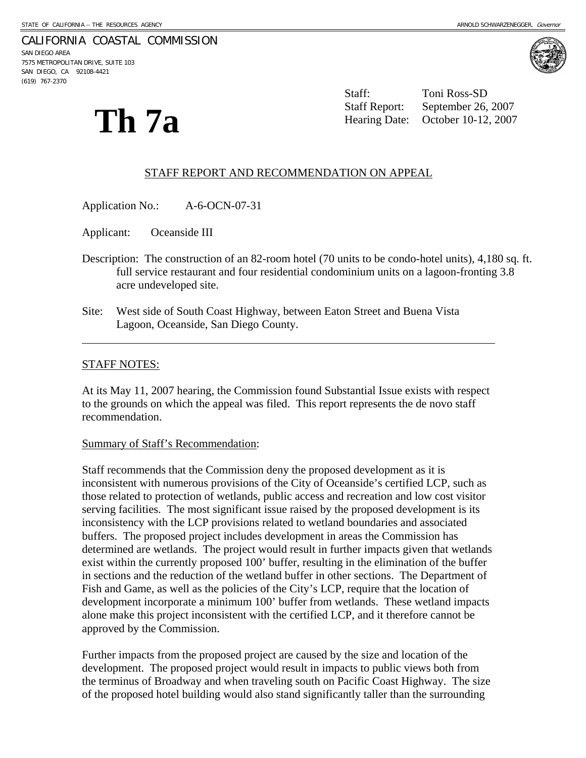STATE OF CALIFORNIA -- THE RESOURCES AGENCY

ARNOLD SCHWARZENEGGER, *Governor*

CALIFORNIA COASTAL COMMISSION
SAN DIEGO AREA
7575 METROPOLITAN DRIVE, SUITE 103
SAN DIEGO, CA 92108-4421
(619) 767-2370

# Th 7a

Staff: Toni Ross-SD
Staff Report: September 26, 2007
Hearing Date: October 10-12, 2007

## STAFF REPORT AND RECOMMENDATION ON APPEAL

Application No.: A-6-OCN-07-31

Applicant: Oceanside III

Description: The construction of an 82-room hotel (70 units to be condo-hotel units), 4,180 sq. ft. full service restaurant and four residential condominium units on a lagoon-fronting 3.8 acre undeveloped site.

Site: West side of South Coast Highway, between Eaton Street and Buena Vista Lagoon, Oceanside, San Diego County.

---

STAFF NOTES:

At its May 11, 2007 hearing, the Commission found Substantial Issue exists with respect to the grounds on which the appeal was filed. This report represents the de novo staff recommendation.

Summary of Staff's Recommendation:

Staff recommends that the Commission deny the proposed development as it is inconsistent with numerous provisions of the City of Oceanside's certified LCP, such as those related to protection of wetlands, public access and recreation and low cost visitor serving facilities. The most significant issue raised by the proposed development is its inconsistency with the LCP provisions related to wetland boundaries and associated buffers. The proposed project includes development in areas the Commission has determined are wetlands. The project would result in further impacts given that wetlands exist within the currently proposed 100' buffer, resulting in the elimination of the buffer in sections and the reduction of the wetland buffer in other sections. The Department of Fish and Game, as well as the policies of the City's LCP, require that the location of development incorporate a minimum 100' buffer from wetlands. These wetland impacts alone make this project inconsistent with the certified LCP, and it therefore cannot be approved by the Commission.

Further impacts from the proposed project are caused by the size and location of the development. The proposed project would result in impacts to public views both from the terminus of Broadway and when traveling south on Pacific Coast Highway. The size of the proposed hotel building would also stand significantly taller than the surrounding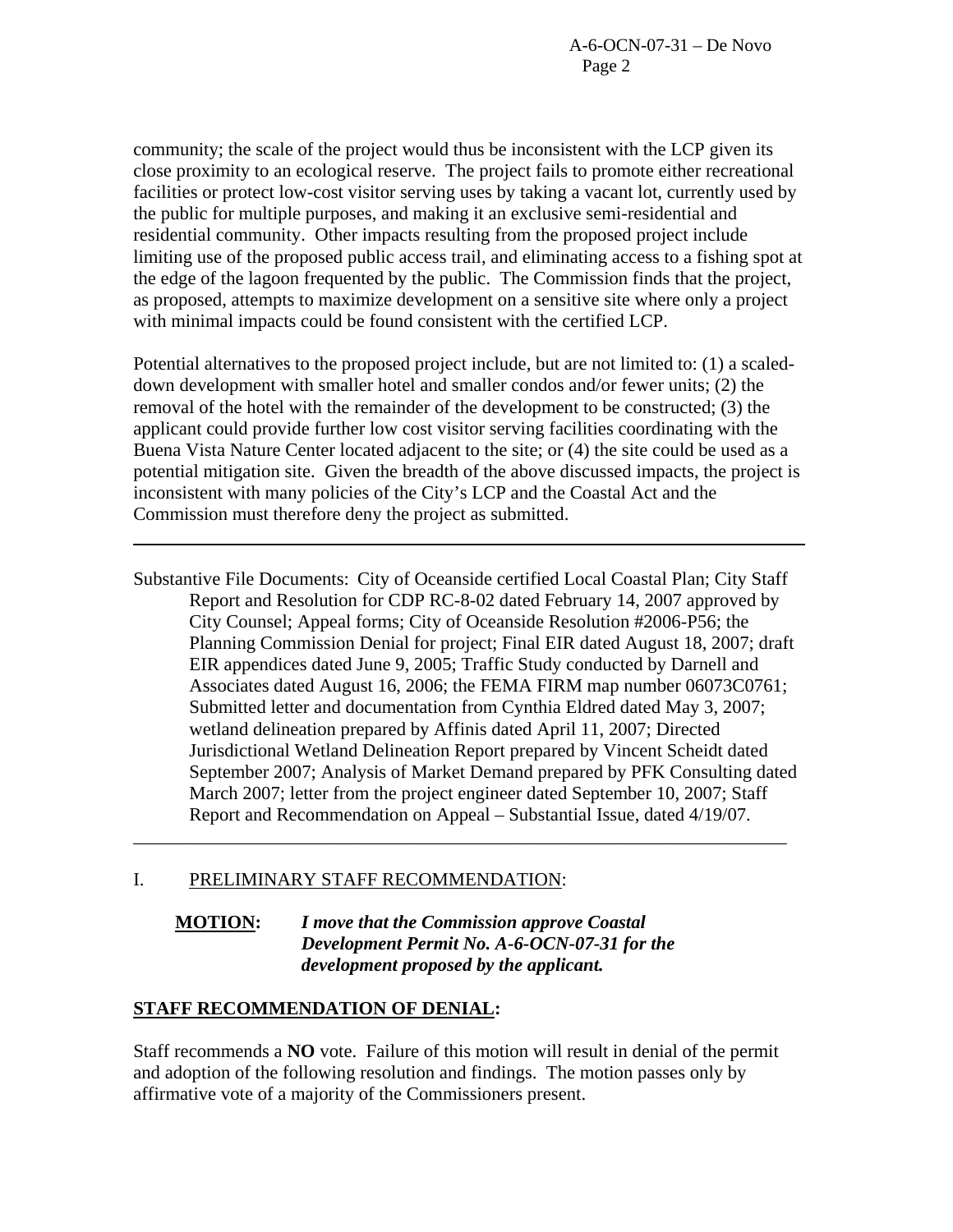community; the scale of the project would thus be inconsistent with the LCP given its close proximity to an ecological reserve. The project fails to promote either recreational facilities or protect low-cost visitor serving uses by taking a vacant lot, currently used by the public for multiple purposes, and making it an exclusive semi-residential and residential community. Other impacts resulting from the proposed project include limiting use of the proposed public access trail, and eliminating access to a fishing spot at the edge of the lagoon frequented by the public. The Commission finds that the project, as proposed, attempts to maximize development on a sensitive site where only a project with minimal impacts could be found consistent with the certified LCP.

Potential alternatives to the proposed project include, but are not limited to: (1) a scaled-down development with smaller hotel and smaller condos and/or fewer units; (2) the removal of the hotel with the remainder of the development to be constructed; (3) the applicant could provide further low cost visitor serving facilities coordinating with the Buena Vista Nature Center located adjacent to the site; or (4) the site could be used as a potential mitigation site. Given the breadth of the above discussed impacts, the project is inconsistent with many policies of the City's LCP and the Coastal Act and the Commission must therefore deny the project as submitted.

---

Substantive File Documents: City of Oceanside certified Local Coastal Plan; City Staff Report and Resolution for CDP RC-8-02 dated February 14, 2007 approved by City Counsel; Appeal forms; City of Oceanside Resolution #2006-P56; the Planning Commission Denial for project; Final EIR dated August 18, 2007; draft EIR appendices dated June 9, 2005; Traffic Study conducted by Darnell and Associates dated August 16, 2006; the FEMA FIRM map number 06073C0761; Submitted letter and documentation from Cynthia Eldred dated May 3, 2007; wetland delineation prepared by Affinis dated April 11, 2007; Directed Jurisdictional Wetland Delineation Report prepared by Vincent Scheidt dated September 2007; Analysis of Market Demand prepared by PFK Consulting dated March 2007; letter from the project engineer dated September 10, 2007; Staff Report and Recommendation on Appeal – Substantial Issue, dated 4/19/07.

---

## I. PRELIMINARY STAFF RECOMMENDATION:

**MOTION:** ***I move that the Commission approve Coastal Development Permit No. A-6-OCN-07-31 for the development proposed by the applicant.***

**STAFF RECOMMENDATION OF DENIAL:**

Staff recommends a **NO** vote. Failure of this motion will result in denial of the permit and adoption of the following resolution and findings. The motion passes only by affirmative vote of a majority of the Commissioners present.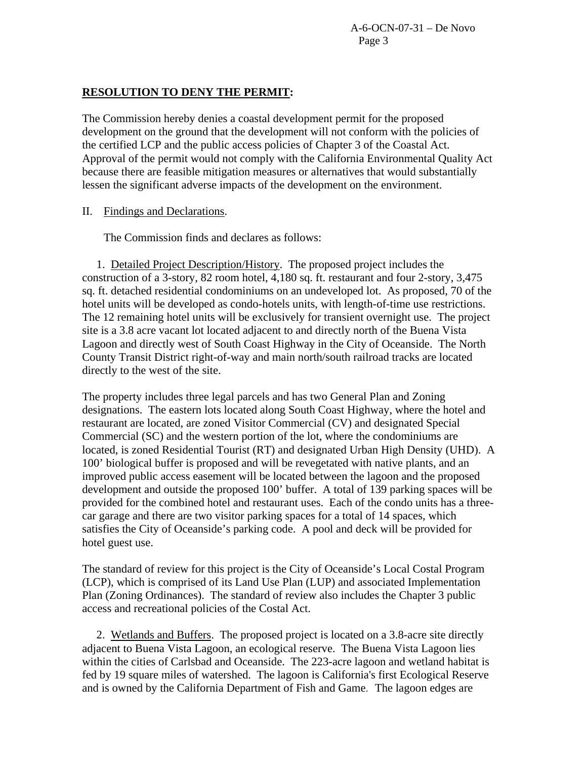**RESOLUTION TO DENY THE PERMIT:**

The Commission hereby denies a coastal development permit for the proposed development on the ground that the development will not conform with the policies of the certified LCP and the public access policies of Chapter 3 of the Coastal Act. Approval of the permit would not comply with the California Environmental Quality Act because there are feasible mitigation measures or alternatives that would substantially lessen the significant adverse impacts of the development on the environment.

II. Findings and Declarations.

The Commission finds and declares as follows:

1. Detailed Project Description/History. The proposed project includes the construction of a 3-story, 82 room hotel, 4,180 sq. ft. restaurant and four 2-story, 3,475 sq. ft. detached residential condominiums on an undeveloped lot. As proposed, 70 of the hotel units will be developed as condo-hotels units, with length-of-time use restrictions. The 12 remaining hotel units will be exclusively for transient overnight use. The project site is a 3.8 acre vacant lot located adjacent to and directly north of the Buena Vista Lagoon and directly west of South Coast Highway in the City of Oceanside. The North County Transit District right-of-way and main north/south railroad tracks are located directly to the west of the site.

The property includes three legal parcels and has two General Plan and Zoning designations. The eastern lots located along South Coast Highway, where the hotel and restaurant are located, are zoned Visitor Commercial (CV) and designated Special Commercial (SC) and the western portion of the lot, where the condominiums are located, is zoned Residential Tourist (RT) and designated Urban High Density (UHD). A 100' biological buffer is proposed and will be revegetated with native plants, and an improved public access easement will be located between the lagoon and the proposed development and outside the proposed 100' buffer. A total of 139 parking spaces will be provided for the combined hotel and restaurant uses. Each of the condo units has a three-car garage and there are two visitor parking spaces for a total of 14 spaces, which satisfies the City of Oceanside's parking code. A pool and deck will be provided for hotel guest use.

The standard of review for this project is the City of Oceanside's Local Costal Program (LCP), which is comprised of its Land Use Plan (LUP) and associated Implementation Plan (Zoning Ordinances). The standard of review also includes the Chapter 3 public access and recreational policies of the Costal Act.

2. Wetlands and Buffers. The proposed project is located on a 3.8-acre site directly adjacent to Buena Vista Lagoon, an ecological reserve. The Buena Vista Lagoon lies within the cities of Carlsbad and Oceanside. The 223-acre lagoon and wetland habitat is fed by 19 square miles of watershed. The lagoon is California's first Ecological Reserve and is owned by the California Department of Fish and Game. The lagoon edges are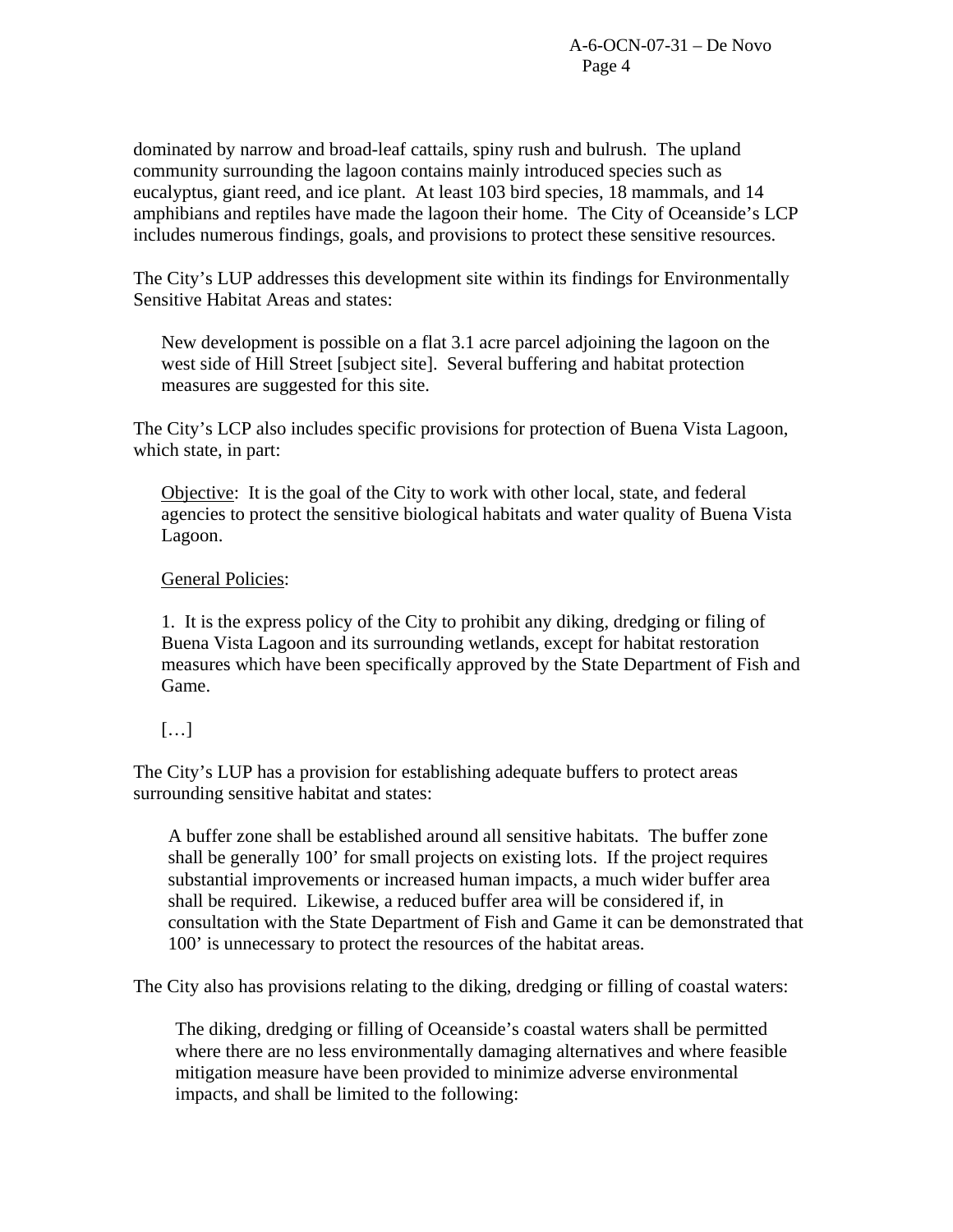dominated by narrow and broad-leaf cattails, spiny rush and bulrush. The upland community surrounding the lagoon contains mainly introduced species such as eucalyptus, giant reed, and ice plant. At least 103 bird species, 18 mammals, and 14 amphibians and reptiles have made the lagoon their home. The City of Oceanside's LCP includes numerous findings, goals, and provisions to protect these sensitive resources.

The City's LUP addresses this development site within its findings for Environmentally Sensitive Habitat Areas and states:

> New development is possible on a flat 3.1 acre parcel adjoining the lagoon on the west side of Hill Street [subject site]. Several buffering and habitat protection measures are suggested for this site.

The City's LCP also includes specific provisions for protection of Buena Vista Lagoon, which state, in part:

> <u>Objective</u>: It is the goal of the City to work with other local, state, and federal agencies to protect the sensitive biological habitats and water quality of Buena Vista Lagoon.
>
> <u>General Policies</u>:
>
> 1. It is the express policy of the City to prohibit any diking, dredging or filing of Buena Vista Lagoon and its surrounding wetlands, except for habitat restoration measures which have been specifically approved by the State Department of Fish and Game.
>
> […]

The City's LUP has a provision for establishing adequate buffers to protect areas surrounding sensitive habitat and states:

> A buffer zone shall be established around all sensitive habitats. The buffer zone shall be generally 100' for small projects on existing lots. If the project requires substantial improvements or increased human impacts, a much wider buffer area shall be required. Likewise, a reduced buffer area will be considered if, in consultation with the State Department of Fish and Game it can be demonstrated that 100' is unnecessary to protect the resources of the habitat areas.

The City also has provisions relating to the diking, dredging or filling of coastal waters:

> The diking, dredging or filling of Oceanside's coastal waters shall be permitted where there are no less environmentally damaging alternatives and where feasible mitigation measure have been provided to minimize adverse environmental impacts, and shall be limited to the following: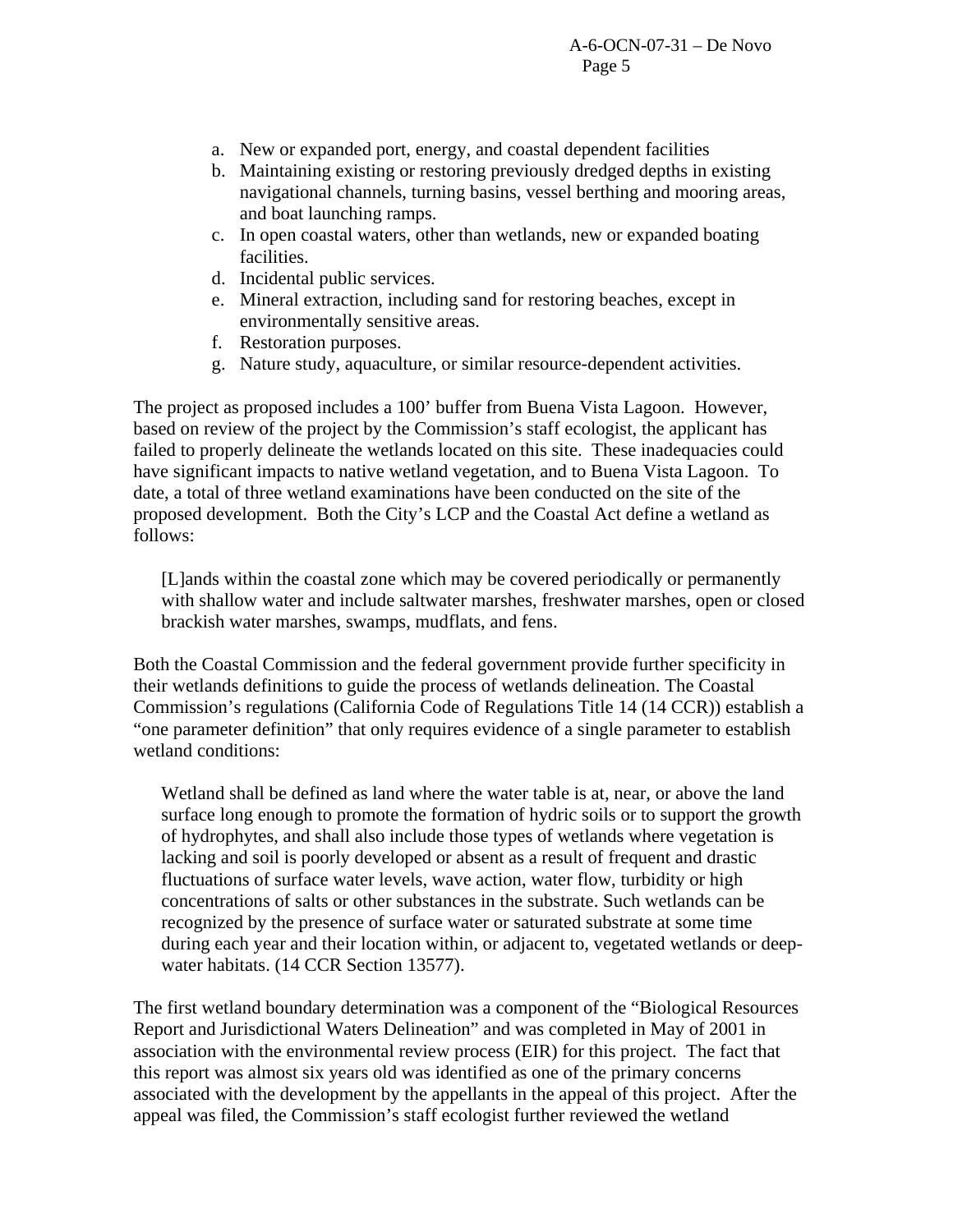a. New or expanded port, energy, and coastal dependent facilities
b. Maintaining existing or restoring previously dredged depths in existing navigational channels, turning basins, vessel berthing and mooring areas, and boat launching ramps.
c. In open coastal waters, other than wetlands, new or expanded boating facilities.
d. Incidental public services.
e. Mineral extraction, including sand for restoring beaches, except in environmentally sensitive areas.
f. Restoration purposes.
g. Nature study, aquaculture, or similar resource-dependent activities.

The project as proposed includes a 100' buffer from Buena Vista Lagoon. However, based on review of the project by the Commission's staff ecologist, the applicant has failed to properly delineate the wetlands located on this site. These inadequacies could have significant impacts to native wetland vegetation, and to Buena Vista Lagoon. To date, a total of three wetland examinations have been conducted on the site of the proposed development. Both the City's LCP and the Coastal Act define a wetland as follows:

> [L]ands within the coastal zone which may be covered periodically or permanently with shallow water and include saltwater marshes, freshwater marshes, open or closed brackish water marshes, swamps, mudflats, and fens.

Both the Coastal Commission and the federal government provide further specificity in their wetlands definitions to guide the process of wetlands delineation. The Coastal Commission's regulations (California Code of Regulations Title 14 (14 CCR)) establish a "one parameter definition" that only requires evidence of a single parameter to establish wetland conditions:

> Wetland shall be defined as land where the water table is at, near, or above the land surface long enough to promote the formation of hydric soils or to support the growth of hydrophytes, and shall also include those types of wetlands where vegetation is lacking and soil is poorly developed or absent as a result of frequent and drastic fluctuations of surface water levels, wave action, water flow, turbidity or high concentrations of salts or other substances in the substrate. Such wetlands can be recognized by the presence of surface water or saturated substrate at some time during each year and their location within, or adjacent to, vegetated wetlands or deep-water habitats. (14 CCR Section 13577).

The first wetland boundary determination was a component of the "Biological Resources Report and Jurisdictional Waters Delineation" and was completed in May of 2001 in association with the environmental review process (EIR) for this project. The fact that this report was almost six years old was identified as one of the primary concerns associated with the development by the appellants in the appeal of this project. After the appeal was filed, the Commission's staff ecologist further reviewed the wetland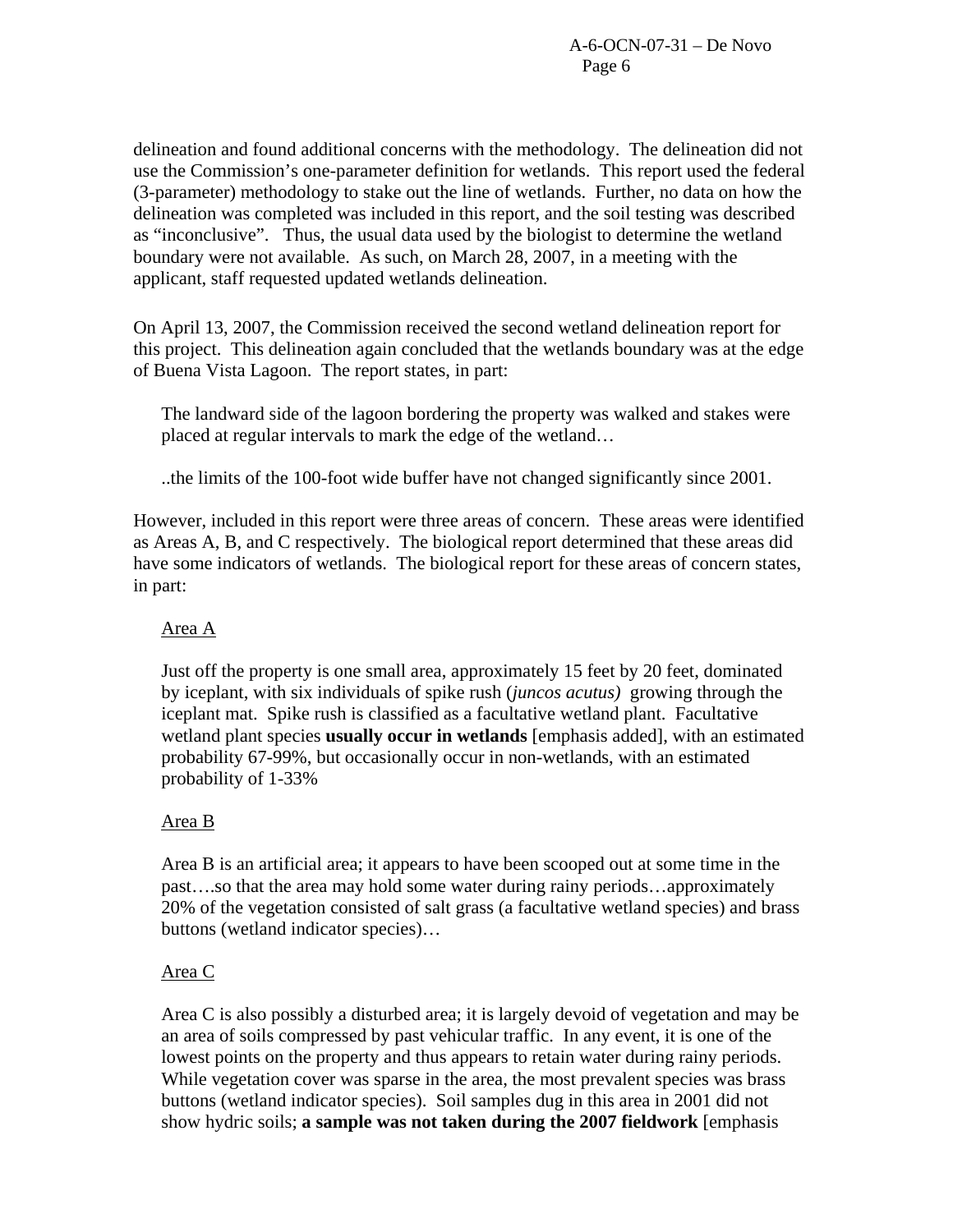delineation and found additional concerns with the methodology. The delineation did not use the Commission's one-parameter definition for wetlands. This report used the federal (3-parameter) methodology to stake out the line of wetlands. Further, no data on how the delineation was completed was included in this report, and the soil testing was described as "inconclusive". Thus, the usual data used by the biologist to determine the wetland boundary were not available. As such, on March 28, 2007, in a meeting with the applicant, staff requested updated wetlands delineation.

On April 13, 2007, the Commission received the second wetland delineation report for this project. This delineation again concluded that the wetlands boundary was at the edge of Buena Vista Lagoon. The report states, in part:

> The landward side of the lagoon bordering the property was walked and stakes were placed at regular intervals to mark the edge of the wetland…
>
> ..the limits of the 100-foot wide buffer have not changed significantly since 2001.

However, included in this report were three areas of concern. These areas were identified as Areas A, B, and C respectively. The biological report determined that these areas did have some indicators of wetlands. The biological report for these areas of concern states, in part:

> <u>Area A</u>
>
> Just off the property is one small area, approximately 15 feet by 20 feet, dominated by iceplant, with six individuals of spike rush (*juncos acutus)* growing through the iceplant mat. Spike rush is classified as a facultative wetland plant. Facultative wetland plant species **usually occur in wetlands** [emphasis added], with an estimated probability 67-99%, but occasionally occur in non-wetlands, with an estimated probability of 1-33%
>
> <u>Area B</u>
>
> Area B is an artificial area; it appears to have been scooped out at some time in the past….so that the area may hold some water during rainy periods…approximately 20% of the vegetation consisted of salt grass (a facultative wetland species) and brass buttons (wetland indicator species)…
>
> <u>Area C</u>
>
> Area C is also possibly a disturbed area; it is largely devoid of vegetation and may be an area of soils compressed by past vehicular traffic. In any event, it is one of the lowest points on the property and thus appears to retain water during rainy periods. While vegetation cover was sparse in the area, the most prevalent species was brass buttons (wetland indicator species). Soil samples dug in this area in 2001 did not show hydric soils; **a sample was not taken during the 2007 fieldwork** [emphasis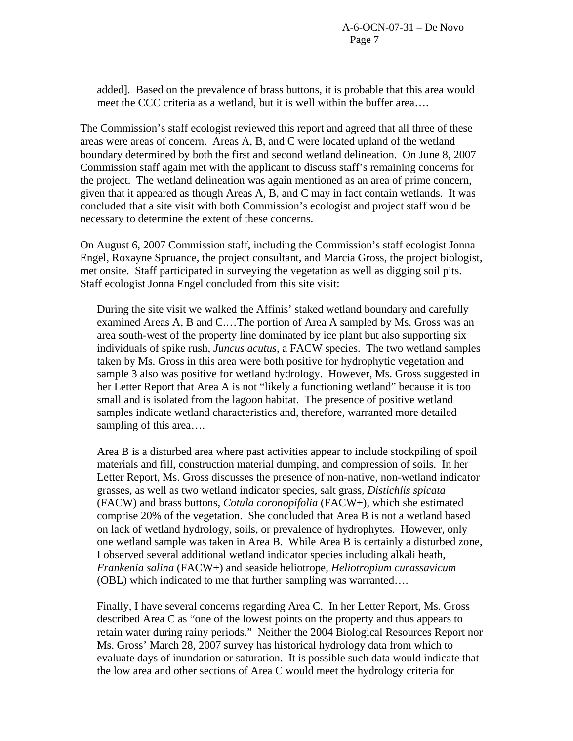> added]. Based on the prevalence of brass buttons, it is probable that this area would meet the CCC criteria as a wetland, but it is well within the buffer area….

The Commission's staff ecologist reviewed this report and agreed that all three of these areas were areas of concern. Areas A, B, and C were located upland of the wetland boundary determined by both the first and second wetland delineation. On June 8, 2007 Commission staff again met with the applicant to discuss staff's remaining concerns for the project. The wetland delineation was again mentioned as an area of prime concern, given that it appeared as though Areas A, B, and C may in fact contain wetlands. It was concluded that a site visit with both Commission's ecologist and project staff would be necessary to determine the extent of these concerns.

On August 6, 2007 Commission staff, including the Commission's staff ecologist Jonna Engel, Roxayne Spruance, the project consultant, and Marcia Gross, the project biologist, met onsite. Staff participated in surveying the vegetation as well as digging soil pits. Staff ecologist Jonna Engel concluded from this site visit:

> During the site visit we walked the Affinis' staked wetland boundary and carefully examined Areas A, B and C.…The portion of Area A sampled by Ms. Gross was an area south-west of the property line dominated by ice plant but also supporting six individuals of spike rush, *Juncus acutus*, a FACW species. The two wetland samples taken by Ms. Gross in this area were both positive for hydrophytic vegetation and sample 3 also was positive for wetland hydrology. However, Ms. Gross suggested in her Letter Report that Area A is not "likely a functioning wetland" because it is too small and is isolated from the lagoon habitat. The presence of positive wetland samples indicate wetland characteristics and, therefore, warranted more detailed sampling of this area….
>
> Area B is a disturbed area where past activities appear to include stockpiling of spoil materials and fill, construction material dumping, and compression of soils. In her Letter Report, Ms. Gross discusses the presence of non-native, non-wetland indicator grasses, as well as two wetland indicator species, salt grass, *Distichlis spicata* (FACW) and brass buttons, *Cotula coronopifolia* (FACW+), which she estimated comprise 20% of the vegetation. She concluded that Area B is not a wetland based on lack of wetland hydrology, soils, or prevalence of hydrophytes. However, only one wetland sample was taken in Area B. While Area B is certainly a disturbed zone, I observed several additional wetland indicator species including alkali heath, *Frankenia salina* (FACW+) and seaside heliotrope, *Heliotropium curassavicum* (OBL) which indicated to me that further sampling was warranted….
>
> Finally, I have several concerns regarding Area C. In her Letter Report, Ms. Gross described Area C as "one of the lowest points on the property and thus appears to retain water during rainy periods." Neither the 2004 Biological Resources Report nor Ms. Gross' March 28, 2007 survey has historical hydrology data from which to evaluate days of inundation or saturation. It is possible such data would indicate that the low area and other sections of Area C would meet the hydrology criteria for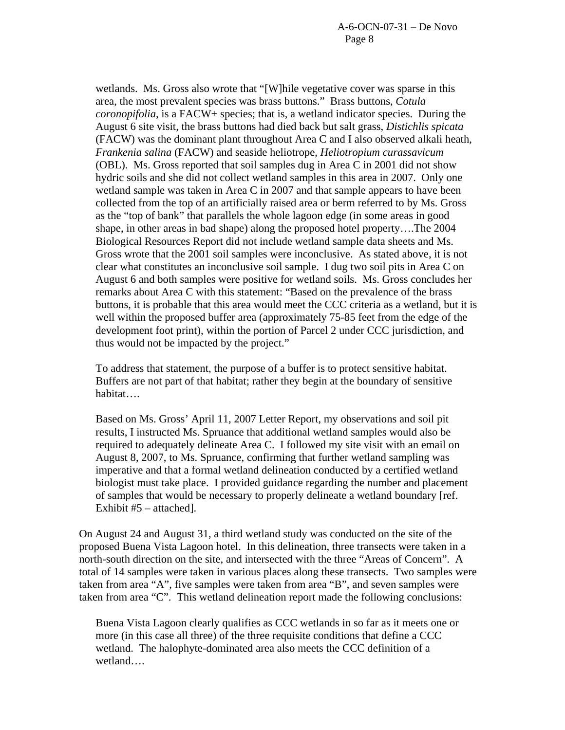wetlands. Ms. Gross also wrote that "[W]hile vegetative cover was sparse in this area, the most prevalent species was brass buttons." Brass buttons, *Cotula coronopifolia*, is a FACW+ species; that is, a wetland indicator species. During the August 6 site visit, the brass buttons had died back but salt grass, *Distichlis spicata* (FACW) was the dominant plant throughout Area C and I also observed alkali heath, *Frankenia salina* (FACW) and seaside heliotrope, *Heliotropium curassavicum* (OBL). Ms. Gross reported that soil samples dug in Area C in 2001 did not show hydric soils and she did not collect wetland samples in this area in 2007. Only one wetland sample was taken in Area C in 2007 and that sample appears to have been collected from the top of an artificially raised area or berm referred to by Ms. Gross as the "top of bank" that parallels the whole lagoon edge (in some areas in good shape, in other areas in bad shape) along the proposed hotel property….The 2004 Biological Resources Report did not include wetland sample data sheets and Ms. Gross wrote that the 2001 soil samples were inconclusive. As stated above, it is not clear what constitutes an inconclusive soil sample. I dug two soil pits in Area C on August 6 and both samples were positive for wetland soils. Ms. Gross concludes her remarks about Area C with this statement: "Based on the prevalence of the brass buttons, it is probable that this area would meet the CCC criteria as a wetland, but it is well within the proposed buffer area (approximately 75-85 feet from the edge of the development foot print), within the portion of Parcel 2 under CCC jurisdiction, and thus would not be impacted by the project."

To address that statement, the purpose of a buffer is to protect sensitive habitat. Buffers are not part of that habitat; rather they begin at the boundary of sensitive habitat….

Based on Ms. Gross' April 11, 2007 Letter Report, my observations and soil pit results, I instructed Ms. Spruance that additional wetland samples would also be required to adequately delineate Area C. I followed my site visit with an email on August 8, 2007, to Ms. Spruance, confirming that further wetland sampling was imperative and that a formal wetland delineation conducted by a certified wetland biologist must take place. I provided guidance regarding the number and placement of samples that would be necessary to properly delineate a wetland boundary [ref. Exhibit #5 – attached].

On August 24 and August 31, a third wetland study was conducted on the site of the proposed Buena Vista Lagoon hotel. In this delineation, three transects were taken in a north-south direction on the site, and intersected with the three "Areas of Concern". A total of 14 samples were taken in various places along these transects. Two samples were taken from area "A", five samples were taken from area "B", and seven samples were taken from area "C". This wetland delineation report made the following conclusions:

Buena Vista Lagoon clearly qualifies as CCC wetlands in so far as it meets one or more (in this case all three) of the three requisite conditions that define a CCC wetland. The halophyte-dominated area also meets the CCC definition of a wetland….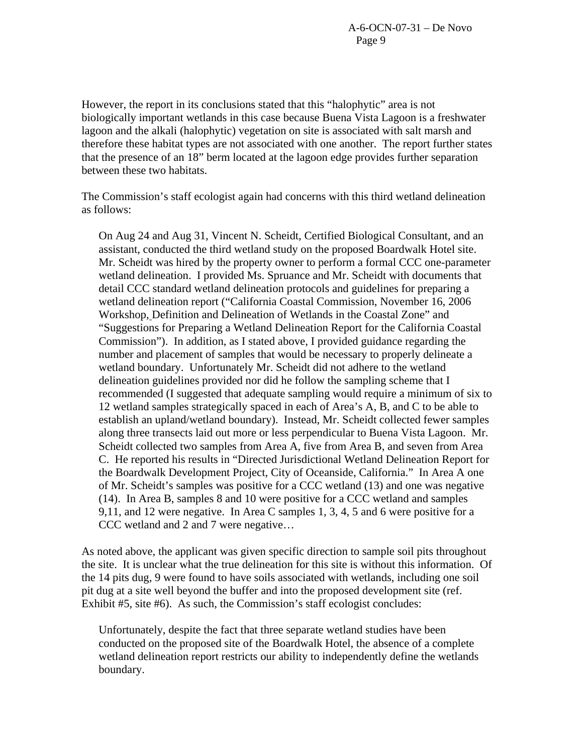However, the report in its conclusions stated that this "halophytic" area is not biologically important wetlands in this case because Buena Vista Lagoon is a freshwater lagoon and the alkali (halophytic) vegetation on site is associated with salt marsh and therefore these habitat types are not associated with one another. The report further states that the presence of an 18" berm located at the lagoon edge provides further separation between these two habitats.

The Commission's staff ecologist again had concerns with this third wetland delineation as follows:

> On Aug 24 and Aug 31, Vincent N. Scheidt, Certified Biological Consultant, and an assistant, conducted the third wetland study on the proposed Boardwalk Hotel site. Mr. Scheidt was hired by the property owner to perform a formal CCC one-parameter wetland delineation. I provided Ms. Spruance and Mr. Scheidt with documents that detail CCC standard wetland delineation protocols and guidelines for preparing a wetland delineation report ("California Coastal Commission, November 16, 2006 Workshop, Definition and Delineation of Wetlands in the Coastal Zone" and "Suggestions for Preparing a Wetland Delineation Report for the California Coastal Commission"). In addition, as I stated above, I provided guidance regarding the number and placement of samples that would be necessary to properly delineate a wetland boundary. Unfortunately Mr. Scheidt did not adhere to the wetland delineation guidelines provided nor did he follow the sampling scheme that I recommended (I suggested that adequate sampling would require a minimum of six to 12 wetland samples strategically spaced in each of Area's A, B, and C to be able to establish an upland/wetland boundary). Instead, Mr. Scheidt collected fewer samples along three transects laid out more or less perpendicular to Buena Vista Lagoon. Mr. Scheidt collected two samples from Area A, five from Area B, and seven from Area C. He reported his results in "Directed Jurisdictional Wetland Delineation Report for the Boardwalk Development Project, City of Oceanside, California." In Area A one of Mr. Scheidt's samples was positive for a CCC wetland (13) and one was negative (14). In Area B, samples 8 and 10 were positive for a CCC wetland and samples 9,11, and 12 were negative. In Area C samples 1, 3, 4, 5 and 6 were positive for a CCC wetland and 2 and 7 were negative…

As noted above, the applicant was given specific direction to sample soil pits throughout the site. It is unclear what the true delineation for this site is without this information. Of the 14 pits dug, 9 were found to have soils associated with wetlands, including one soil pit dug at a site well beyond the buffer and into the proposed development site (ref. Exhibit #5, site #6). As such, the Commission's staff ecologist concludes:

> Unfortunately, despite the fact that three separate wetland studies have been conducted on the proposed site of the Boardwalk Hotel, the absence of a complete wetland delineation report restricts our ability to independently define the wetlands boundary.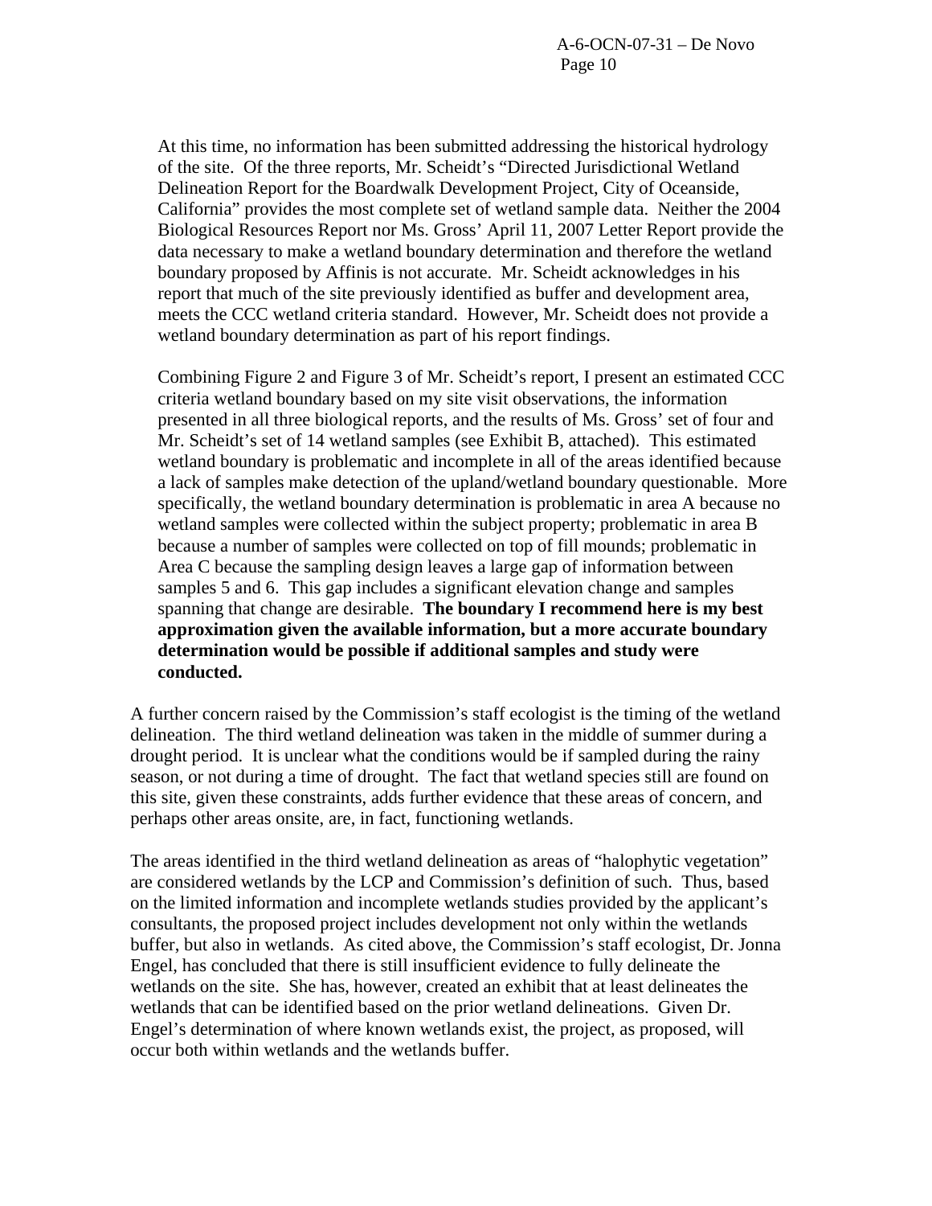At this time, no information has been submitted addressing the historical hydrology of the site. Of the three reports, Mr. Scheidt's "Directed Jurisdictional Wetland Delineation Report for the Boardwalk Development Project, City of Oceanside, California" provides the most complete set of wetland sample data. Neither the 2004 Biological Resources Report nor Ms. Gross' April 11, 2007 Letter Report provide the data necessary to make a wetland boundary determination and therefore the wetland boundary proposed by Affinis is not accurate. Mr. Scheidt acknowledges in his report that much of the site previously identified as buffer and development area, meets the CCC wetland criteria standard. However, Mr. Scheidt does not provide a wetland boundary determination as part of his report findings.

> Combining Figure 2 and Figure 3 of Mr. Scheidt's report, I present an estimated CCC criteria wetland boundary based on my site visit observations, the information presented in all three biological reports, and the results of Ms. Gross' set of four and Mr. Scheidt's set of 14 wetland samples (see Exhibit B, attached). This estimated wetland boundary is problematic and incomplete in all of the areas identified because a lack of samples make detection of the upland/wetland boundary questionable. More specifically, the wetland boundary determination is problematic in area A because no wetland samples were collected within the subject property; problematic in area B because a number of samples were collected on top of fill mounds; problematic in Area C because the sampling design leaves a large gap of information between samples 5 and 6. This gap includes a significant elevation change and samples spanning that change are desirable. **The boundary I recommend here is my best approximation given the available information, but a more accurate boundary determination would be possible if additional samples and study were conducted.**

A further concern raised by the Commission's staff ecologist is the timing of the wetland delineation. The third wetland delineation was taken in the middle of summer during a drought period. It is unclear what the conditions would be if sampled during the rainy season, or not during a time of drought. The fact that wetland species still are found on this site, given these constraints, adds further evidence that these areas of concern, and perhaps other areas onsite, are, in fact, functioning wetlands.

The areas identified in the third wetland delineation as areas of "halophytic vegetation" are considered wetlands by the LCP and Commission's definition of such. Thus, based on the limited information and incomplete wetlands studies provided by the applicant's consultants, the proposed project includes development not only within the wetlands buffer, but also in wetlands. As cited above, the Commission's staff ecologist, Dr. Jonna Engel, has concluded that there is still insufficient evidence to fully delineate the wetlands on the site. She has, however, created an exhibit that at least delineates the wetlands that can be identified based on the prior wetland delineations. Given Dr. Engel's determination of where known wetlands exist, the project, as proposed, will occur both within wetlands and the wetlands buffer.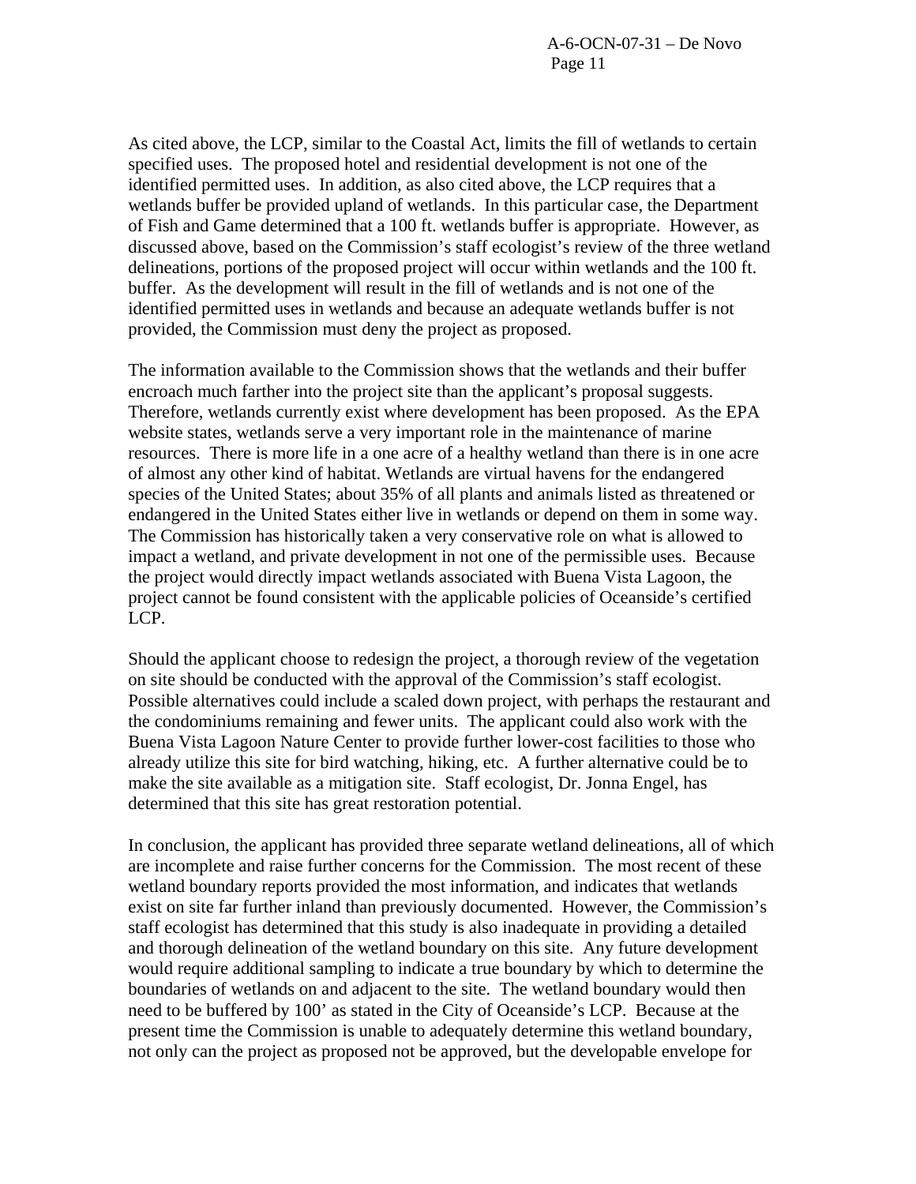As cited above, the LCP, similar to the Coastal Act, limits the fill of wetlands to certain specified uses. The proposed hotel and residential development is not one of the identified permitted uses. In addition, as also cited above, the LCP requires that a wetlands buffer be provided upland of wetlands. In this particular case, the Department of Fish and Game determined that a 100 ft. wetlands buffer is appropriate. However, as discussed above, based on the Commission's staff ecologist's review of the three wetland delineations, portions of the proposed project will occur within wetlands and the 100 ft. buffer. As the development will result in the fill of wetlands and is not one of the identified permitted uses in wetlands and because an adequate wetlands buffer is not provided, the Commission must deny the project as proposed.

The information available to the Commission shows that the wetlands and their buffer encroach much farther into the project site than the applicant's proposal suggests. Therefore, wetlands currently exist where development has been proposed. As the EPA website states, wetlands serve a very important role in the maintenance of marine resources. There is more life in a one acre of a healthy wetland than there is in one acre of almost any other kind of habitat. Wetlands are virtual havens for the endangered species of the United States; about 35% of all plants and animals listed as threatened or endangered in the United States either live in wetlands or depend on them in some way. The Commission has historically taken a very conservative role on what is allowed to impact a wetland, and private development in not one of the permissible uses. Because the project would directly impact wetlands associated with Buena Vista Lagoon, the project cannot be found consistent with the applicable policies of Oceanside's certified LCP.

Should the applicant choose to redesign the project, a thorough review of the vegetation on site should be conducted with the approval of the Commission's staff ecologist. Possible alternatives could include a scaled down project, with perhaps the restaurant and the condominiums remaining and fewer units. The applicant could also work with the Buena Vista Lagoon Nature Center to provide further lower-cost facilities to those who already utilize this site for bird watching, hiking, etc. A further alternative could be to make the site available as a mitigation site. Staff ecologist, Dr. Jonna Engel, has determined that this site has great restoration potential.

In conclusion, the applicant has provided three separate wetland delineations, all of which are incomplete and raise further concerns for the Commission. The most recent of these wetland boundary reports provided the most information, and indicates that wetlands exist on site far further inland than previously documented. However, the Commission's staff ecologist has determined that this study is also inadequate in providing a detailed and thorough delineation of the wetland boundary on this site. Any future development would require additional sampling to indicate a true boundary by which to determine the boundaries of wetlands on and adjacent to the site. The wetland boundary would then need to be buffered by 100' as stated in the City of Oceanside's LCP. Because at the present time the Commission is unable to adequately determine this wetland boundary, not only can the project as proposed not be approved, but the developable envelope for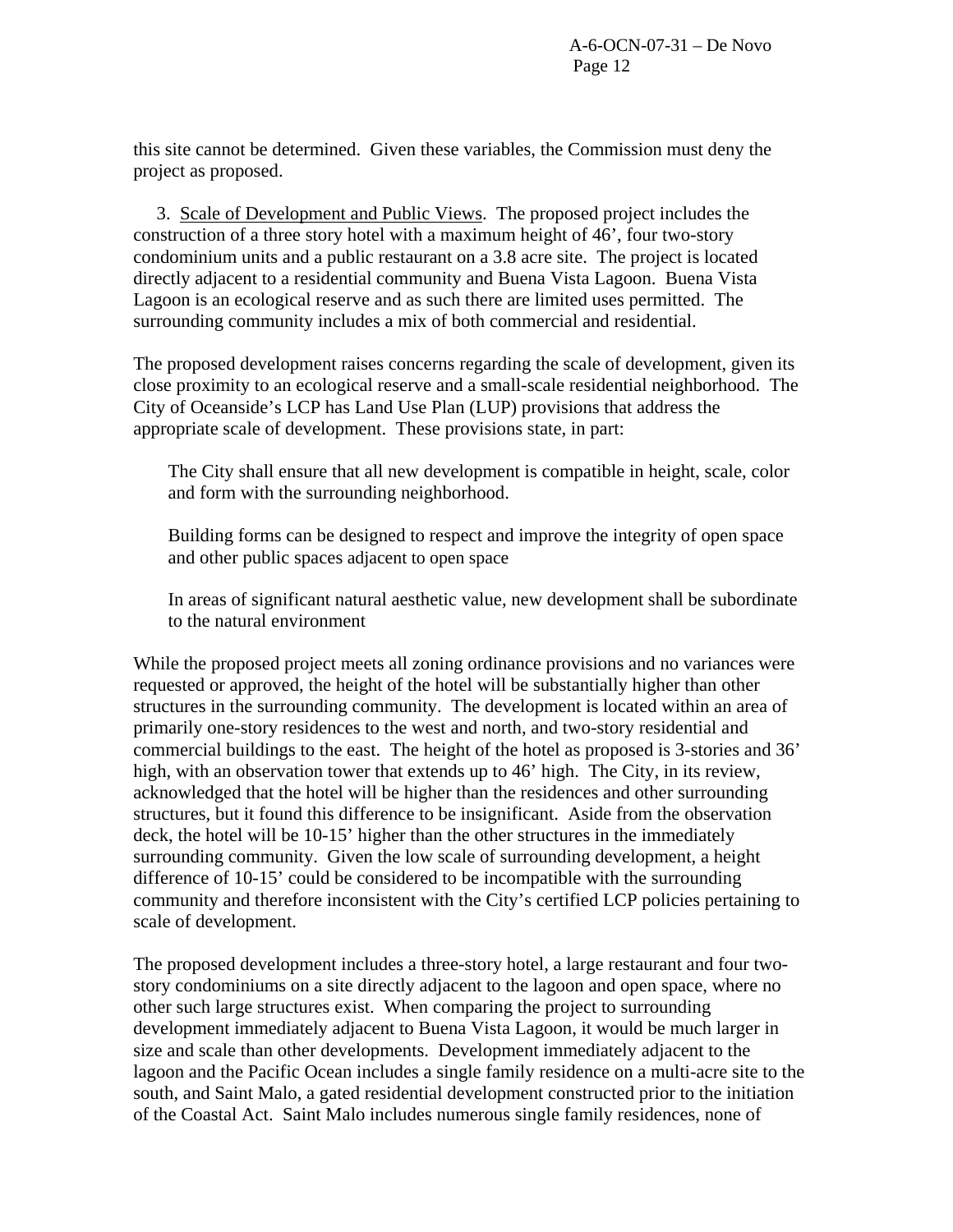this site cannot be determined. Given these variables, the Commission must deny the project as proposed.

3. Scale of Development and Public Views. The proposed project includes the construction of a three story hotel with a maximum height of 46', four two-story condominium units and a public restaurant on a 3.8 acre site. The project is located directly adjacent to a residential community and Buena Vista Lagoon. Buena Vista Lagoon is an ecological reserve and as such there are limited uses permitted. The surrounding community includes a mix of both commercial and residential.

The proposed development raises concerns regarding the scale of development, given its close proximity to an ecological reserve and a small-scale residential neighborhood. The City of Oceanside's LCP has Land Use Plan (LUP) provisions that address the appropriate scale of development. These provisions state, in part:

> The City shall ensure that all new development is compatible in height, scale, color and form with the surrounding neighborhood.
>
> Building forms can be designed to respect and improve the integrity of open space and other public spaces adjacent to open space
>
> In areas of significant natural aesthetic value, new development shall be subordinate to the natural environment

While the proposed project meets all zoning ordinance provisions and no variances were requested or approved, the height of the hotel will be substantially higher than other structures in the surrounding community. The development is located within an area of primarily one-story residences to the west and north, and two-story residential and commercial buildings to the east. The height of the hotel as proposed is 3-stories and 36' high, with an observation tower that extends up to 46' high. The City, in its review, acknowledged that the hotel will be higher than the residences and other surrounding structures, but it found this difference to be insignificant. Aside from the observation deck, the hotel will be 10-15' higher than the other structures in the immediately surrounding community. Given the low scale of surrounding development, a height difference of 10-15' could be considered to be incompatible with the surrounding community and therefore inconsistent with the City's certified LCP policies pertaining to scale of development.

The proposed development includes a three-story hotel, a large restaurant and four two-story condominiums on a site directly adjacent to the lagoon and open space, where no other such large structures exist. When comparing the project to surrounding development immediately adjacent to Buena Vista Lagoon, it would be much larger in size and scale than other developments. Development immediately adjacent to the lagoon and the Pacific Ocean includes a single family residence on a multi-acre site to the south, and Saint Malo, a gated residential development constructed prior to the initiation of the Coastal Act. Saint Malo includes numerous single family residences, none of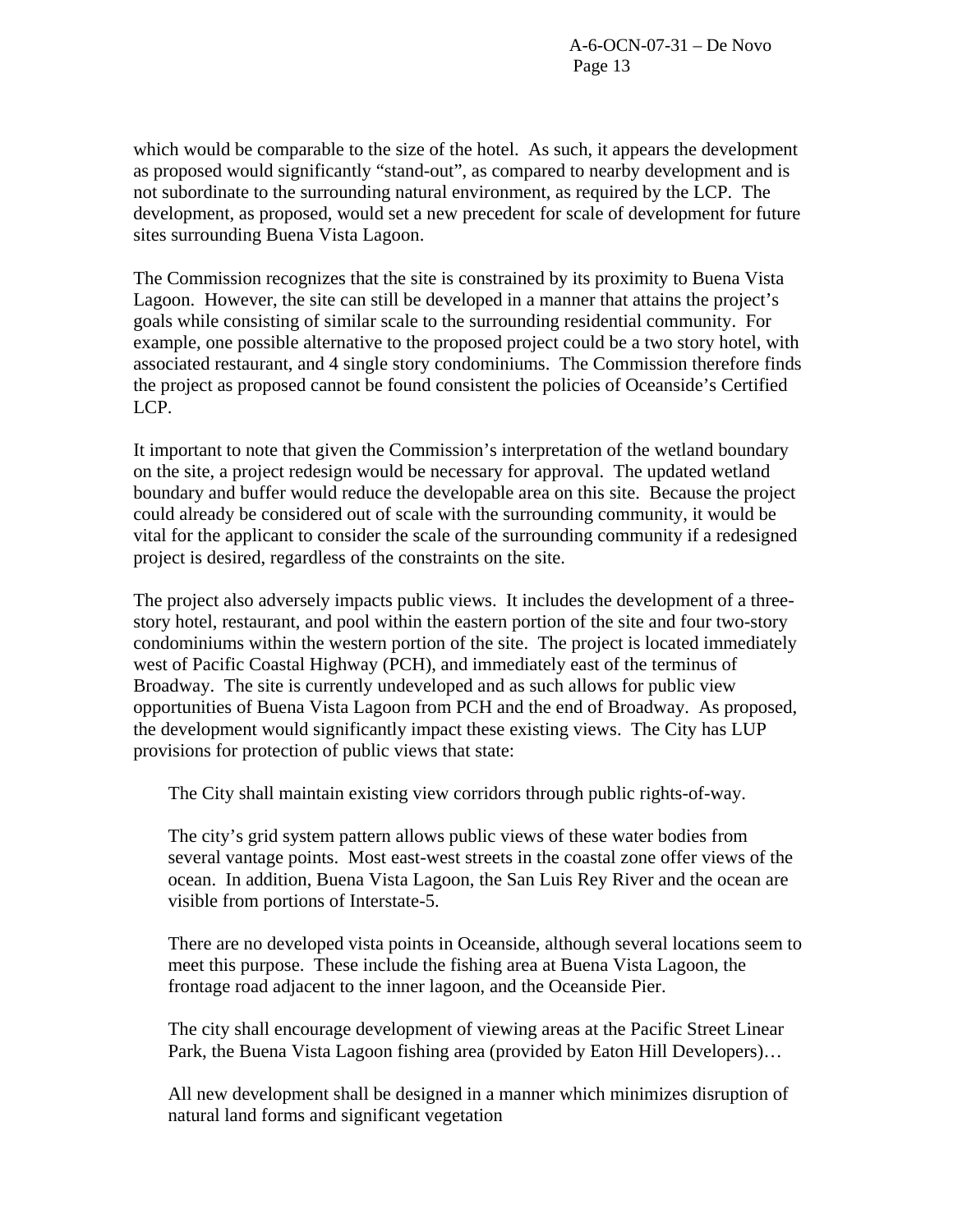which would be comparable to the size of the hotel. As such, it appears the development as proposed would significantly "stand-out", as compared to nearby development and is not subordinate to the surrounding natural environment, as required by the LCP. The development, as proposed, would set a new precedent for scale of development for future sites surrounding Buena Vista Lagoon.

The Commission recognizes that the site is constrained by its proximity to Buena Vista Lagoon. However, the site can still be developed in a manner that attains the project's goals while consisting of similar scale to the surrounding residential community. For example, one possible alternative to the proposed project could be a two story hotel, with associated restaurant, and 4 single story condominiums. The Commission therefore finds the project as proposed cannot be found consistent the policies of Oceanside's Certified LCP.

It important to note that given the Commission's interpretation of the wetland boundary on the site, a project redesign would be necessary for approval. The updated wetland boundary and buffer would reduce the developable area on this site. Because the project could already be considered out of scale with the surrounding community, it would be vital for the applicant to consider the scale of the surrounding community if a redesigned project is desired, regardless of the constraints on the site.

The project also adversely impacts public views. It includes the development of a three-story hotel, restaurant, and pool within the eastern portion of the site and four two-story condominiums within the western portion of the site. The project is located immediately west of Pacific Coastal Highway (PCH), and immediately east of the terminus of Broadway. The site is currently undeveloped and as such allows for public view opportunities of Buena Vista Lagoon from PCH and the end of Broadway. As proposed, the development would significantly impact these existing views. The City has LUP provisions for protection of public views that state:

> The City shall maintain existing view corridors through public rights-of-way.
>
> The city's grid system pattern allows public views of these water bodies from several vantage points. Most east-west streets in the coastal zone offer views of the ocean. In addition, Buena Vista Lagoon, the San Luis Rey River and the ocean are visible from portions of Interstate-5.
>
> There are no developed vista points in Oceanside, although several locations seem to meet this purpose. These include the fishing area at Buena Vista Lagoon, the frontage road adjacent to the inner lagoon, and the Oceanside Pier.
>
> The city shall encourage development of viewing areas at the Pacific Street Linear Park, the Buena Vista Lagoon fishing area (provided by Eaton Hill Developers)…
>
> All new development shall be designed in a manner which minimizes disruption of natural land forms and significant vegetation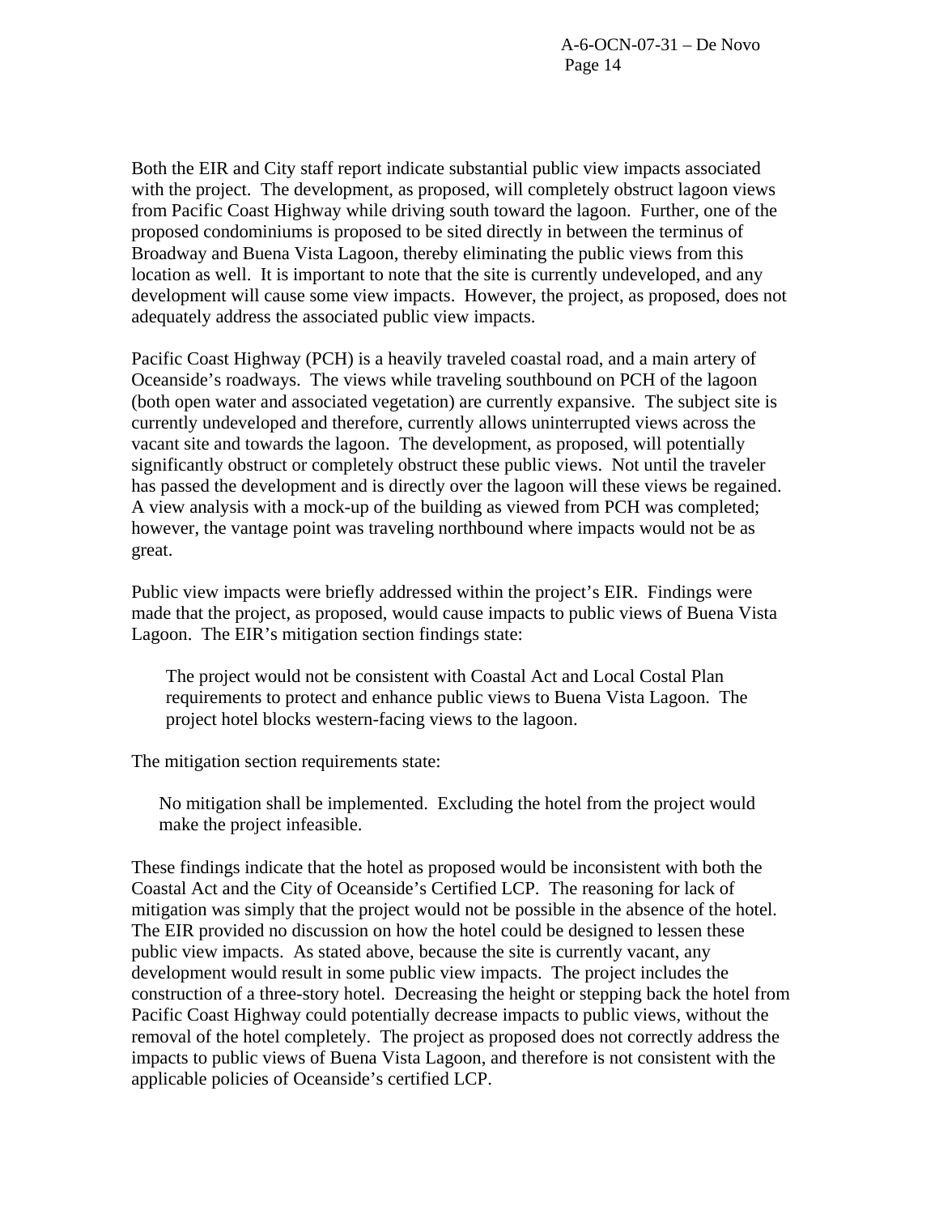Both the EIR and City staff report indicate substantial public view impacts associated with the project. The development, as proposed, will completely obstruct lagoon views from Pacific Coast Highway while driving south toward the lagoon. Further, one of the proposed condominiums is proposed to be sited directly in between the terminus of Broadway and Buena Vista Lagoon, thereby eliminating the public views from this location as well. It is important to note that the site is currently undeveloped, and any development will cause some view impacts. However, the project, as proposed, does not adequately address the associated public view impacts.

Pacific Coast Highway (PCH) is a heavily traveled coastal road, and a main artery of Oceanside's roadways. The views while traveling southbound on PCH of the lagoon (both open water and associated vegetation) are currently expansive. The subject site is currently undeveloped and therefore, currently allows uninterrupted views across the vacant site and towards the lagoon. The development, as proposed, will potentially significantly obstruct or completely obstruct these public views. Not until the traveler has passed the development and is directly over the lagoon will these views be regained. A view analysis with a mock-up of the building as viewed from PCH was completed; however, the vantage point was traveling northbound where impacts would not be as great.

Public view impacts were briefly addressed within the project's EIR. Findings were made that the project, as proposed, would cause impacts to public views of Buena Vista Lagoon. The EIR's mitigation section findings state:

> The project would not be consistent with Coastal Act and Local Costal Plan requirements to protect and enhance public views to Buena Vista Lagoon. The project hotel blocks western-facing views to the lagoon.

The mitigation section requirements state:

> No mitigation shall be implemented. Excluding the hotel from the project would make the project infeasible.

These findings indicate that the hotel as proposed would be inconsistent with both the Coastal Act and the City of Oceanside's Certified LCP. The reasoning for lack of mitigation was simply that the project would not be possible in the absence of the hotel. The EIR provided no discussion on how the hotel could be designed to lessen these public view impacts. As stated above, because the site is currently vacant, any development would result in some public view impacts. The project includes the construction of a three-story hotel. Decreasing the height or stepping back the hotel from Pacific Coast Highway could potentially decrease impacts to public views, without the removal of the hotel completely. The project as proposed does not correctly address the impacts to public views of Buena Vista Lagoon, and therefore is not consistent with the applicable policies of Oceanside's certified LCP.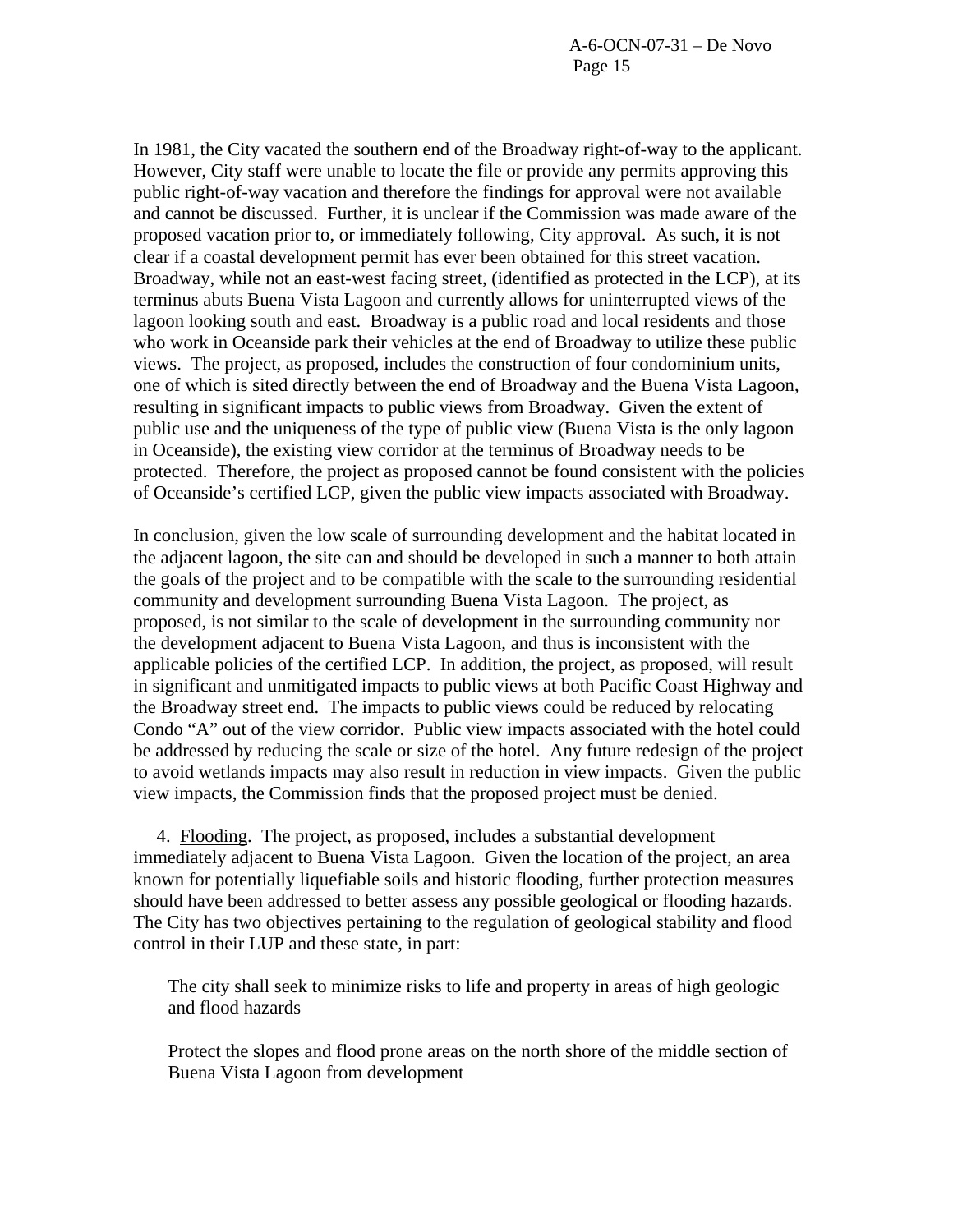In 1981, the City vacated the southern end of the Broadway right-of-way to the applicant. However, City staff were unable to locate the file or provide any permits approving this public right-of-way vacation and therefore the findings for approval were not available and cannot be discussed. Further, it is unclear if the Commission was made aware of the proposed vacation prior to, or immediately following, City approval. As such, it is not clear if a coastal development permit has ever been obtained for this street vacation. Broadway, while not an east-west facing street, (identified as protected in the LCP), at its terminus abuts Buena Vista Lagoon and currently allows for uninterrupted views of the lagoon looking south and east. Broadway is a public road and local residents and those who work in Oceanside park their vehicles at the end of Broadway to utilize these public views. The project, as proposed, includes the construction of four condominium units, one of which is sited directly between the end of Broadway and the Buena Vista Lagoon, resulting in significant impacts to public views from Broadway. Given the extent of public use and the uniqueness of the type of public view (Buena Vista is the only lagoon in Oceanside), the existing view corridor at the terminus of Broadway needs to be protected. Therefore, the project as proposed cannot be found consistent with the policies of Oceanside's certified LCP, given the public view impacts associated with Broadway.

In conclusion, given the low scale of surrounding development and the habitat located in the adjacent lagoon, the site can and should be developed in such a manner to both attain the goals of the project and to be compatible with the scale to the surrounding residential community and development surrounding Buena Vista Lagoon. The project, as proposed, is not similar to the scale of development in the surrounding community nor the development adjacent to Buena Vista Lagoon, and thus is inconsistent with the applicable policies of the certified LCP. In addition, the project, as proposed, will result in significant and unmitigated impacts to public views at both Pacific Coast Highway and the Broadway street end. The impacts to public views could be reduced by relocating Condo "A" out of the view corridor. Public view impacts associated with the hotel could be addressed by reducing the scale or size of the hotel. Any future redesign of the project to avoid wetlands impacts may also result in reduction in view impacts. Given the public view impacts, the Commission finds that the proposed project must be denied.

4. Flooding. The project, as proposed, includes a substantial development immediately adjacent to Buena Vista Lagoon. Given the location of the project, an area known for potentially liquefiable soils and historic flooding, further protection measures should have been addressed to better assess any possible geological or flooding hazards. The City has two objectives pertaining to the regulation of geological stability and flood control in their LUP and these state, in part:

> The city shall seek to minimize risks to life and property in areas of high geologic and flood hazards
>
> Protect the slopes and flood prone areas on the north shore of the middle section of Buena Vista Lagoon from development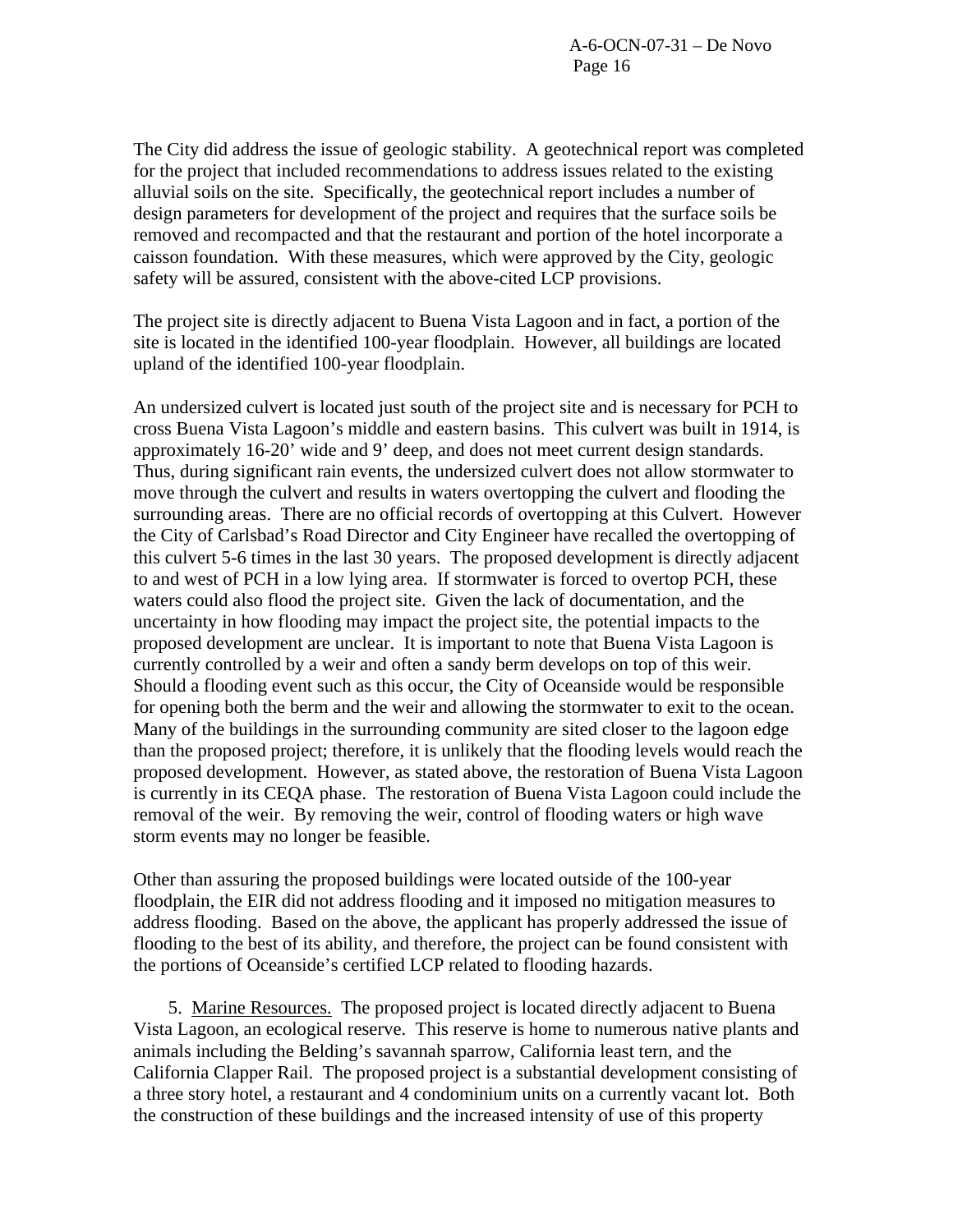The City did address the issue of geologic stability. A geotechnical report was completed for the project that included recommendations to address issues related to the existing alluvial soils on the site. Specifically, the geotechnical report includes a number of design parameters for development of the project and requires that the surface soils be removed and recompacted and that the restaurant and portion of the hotel incorporate a caisson foundation. With these measures, which were approved by the City, geologic safety will be assured, consistent with the above-cited LCP provisions.

The project site is directly adjacent to Buena Vista Lagoon and in fact, a portion of the site is located in the identified 100-year floodplain. However, all buildings are located upland of the identified 100-year floodplain.

An undersized culvert is located just south of the project site and is necessary for PCH to cross Buena Vista Lagoon's middle and eastern basins. This culvert was built in 1914, is approximately 16-20' wide and 9' deep, and does not meet current design standards. Thus, during significant rain events, the undersized culvert does not allow stormwater to move through the culvert and results in waters overtopping the culvert and flooding the surrounding areas. There are no official records of overtopping at this Culvert. However the City of Carlsbad's Road Director and City Engineer have recalled the overtopping of this culvert 5-6 times in the last 30 years. The proposed development is directly adjacent to and west of PCH in a low lying area. If stormwater is forced to overtop PCH, these waters could also flood the project site. Given the lack of documentation, and the uncertainty in how flooding may impact the project site, the potential impacts to the proposed development are unclear. It is important to note that Buena Vista Lagoon is currently controlled by a weir and often a sandy berm develops on top of this weir. Should a flooding event such as this occur, the City of Oceanside would be responsible for opening both the berm and the weir and allowing the stormwater to exit to the ocean. Many of the buildings in the surrounding community are sited closer to the lagoon edge than the proposed project; therefore, it is unlikely that the flooding levels would reach the proposed development. However, as stated above, the restoration of Buena Vista Lagoon is currently in its CEQA phase. The restoration of Buena Vista Lagoon could include the removal of the weir. By removing the weir, control of flooding waters or high wave storm events may no longer be feasible.

Other than assuring the proposed buildings were located outside of the 100-year floodplain, the EIR did not address flooding and it imposed no mitigation measures to address flooding. Based on the above, the applicant has properly addressed the issue of flooding to the best of its ability, and therefore, the project can be found consistent with the portions of Oceanside's certified LCP related to flooding hazards.

5. Marine Resources. The proposed project is located directly adjacent to Buena Vista Lagoon, an ecological reserve. This reserve is home to numerous native plants and animals including the Belding's savannah sparrow, California least tern, and the California Clapper Rail. The proposed project is a substantial development consisting of a three story hotel, a restaurant and 4 condominium units on a currently vacant lot. Both the construction of these buildings and the increased intensity of use of this property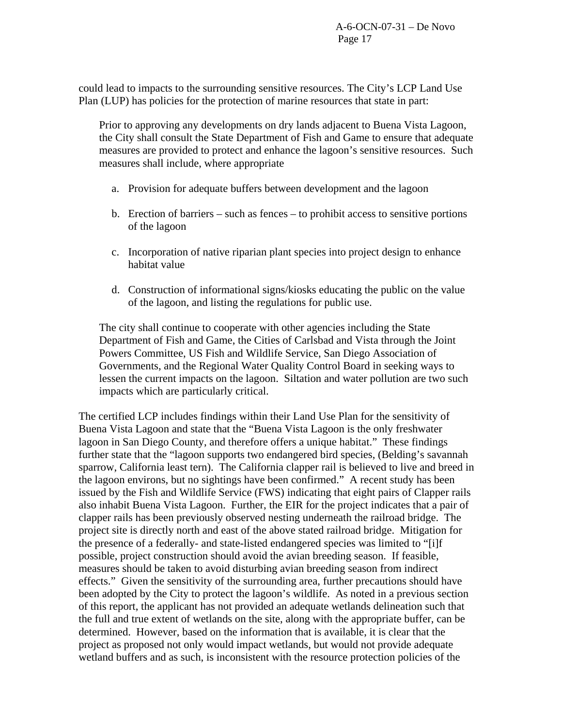could lead to impacts to the surrounding sensitive resources. The City's LCP Land Use Plan (LUP) has policies for the protection of marine resources that state in part:

> Prior to approving any developments on dry lands adjacent to Buena Vista Lagoon, the City shall consult the State Department of Fish and Game to ensure that adequate measures are provided to protect and enhance the lagoon's sensitive resources. Such measures shall include, where appropriate
>
> a. Provision for adequate buffers between development and the lagoon
>
> b. Erection of barriers – such as fences – to prohibit access to sensitive portions of the lagoon
>
> c. Incorporation of native riparian plant species into project design to enhance habitat value
>
> d. Construction of informational signs/kiosks educating the public on the value of the lagoon, and listing the regulations for public use.
>
> The city shall continue to cooperate with other agencies including the State Department of Fish and Game, the Cities of Carlsbad and Vista through the Joint Powers Committee, US Fish and Wildlife Service, San Diego Association of Governments, and the Regional Water Quality Control Board in seeking ways to lessen the current impacts on the lagoon. Siltation and water pollution are two such impacts which are particularly critical.

The certified LCP includes findings within their Land Use Plan for the sensitivity of Buena Vista Lagoon and state that the "Buena Vista Lagoon is the only freshwater lagoon in San Diego County, and therefore offers a unique habitat." These findings further state that the "lagoon supports two endangered bird species, (Belding's savannah sparrow, California least tern). The California clapper rail is believed to live and breed in the lagoon environs, but no sightings have been confirmed." A recent study has been issued by the Fish and Wildlife Service (FWS) indicating that eight pairs of Clapper rails also inhabit Buena Vista Lagoon. Further, the EIR for the project indicates that a pair of clapper rails has been previously observed nesting underneath the railroad bridge. The project site is directly north and east of the above stated railroad bridge. Mitigation for the presence of a federally- and state-listed endangered species was limited to "[i]f possible, project construction should avoid the avian breeding season. If feasible, measures should be taken to avoid disturbing avian breeding season from indirect effects." Given the sensitivity of the surrounding area, further precautions should have been adopted by the City to protect the lagoon's wildlife. As noted in a previous section of this report, the applicant has not provided an adequate wetlands delineation such that the full and true extent of wetlands on the site, along with the appropriate buffer, can be determined. However, based on the information that is available, it is clear that the project as proposed not only would impact wetlands, but would not provide adequate wetland buffers and as such, is inconsistent with the resource protection policies of the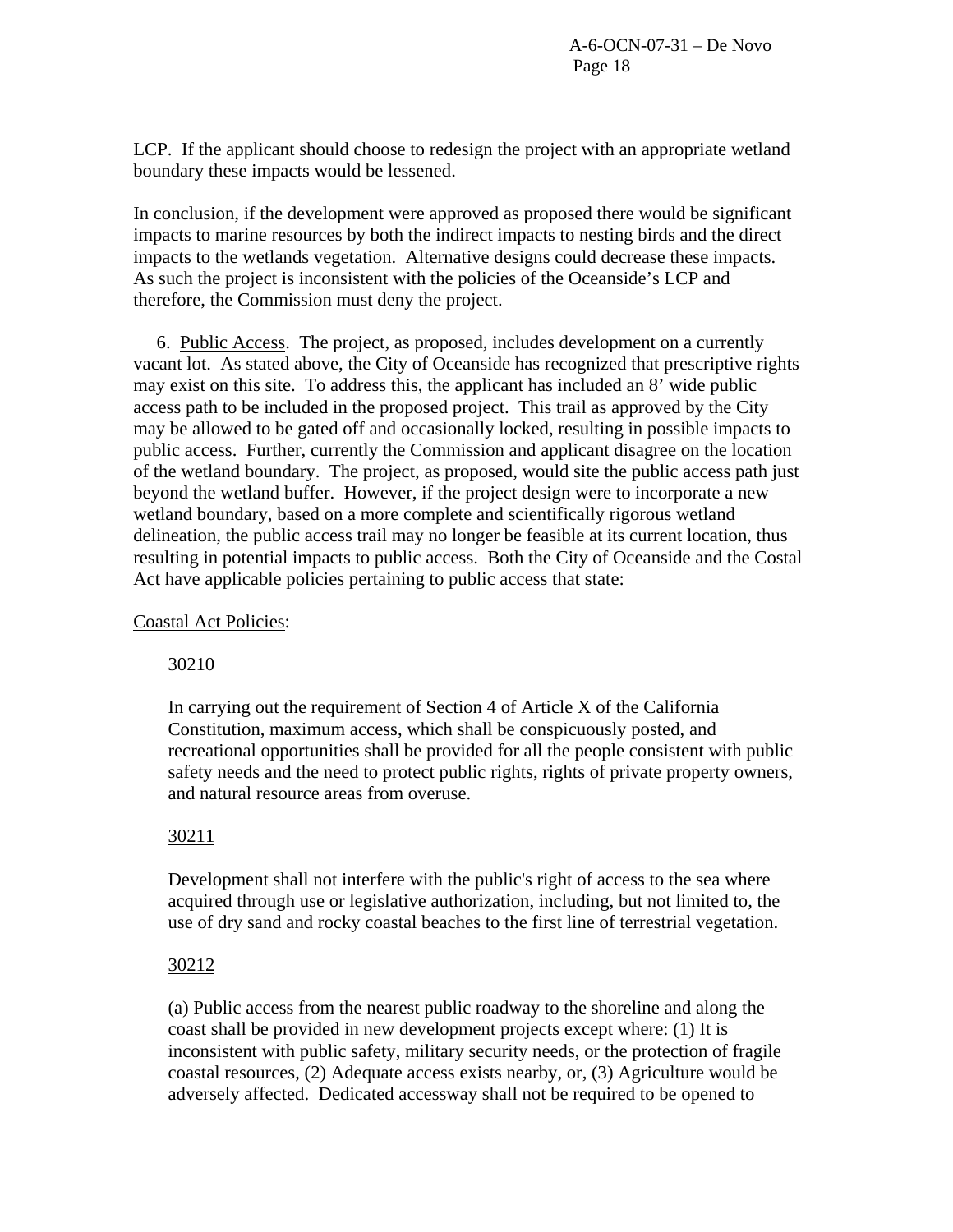LCP. If the applicant should choose to redesign the project with an appropriate wetland boundary these impacts would be lessened.

In conclusion, if the development were approved as proposed there would be significant impacts to marine resources by both the indirect impacts to nesting birds and the direct impacts to the wetlands vegetation. Alternative designs could decrease these impacts. As such the project is inconsistent with the policies of the Oceanside's LCP and therefore, the Commission must deny the project.

6. Public Access. The project, as proposed, includes development on a currently vacant lot. As stated above, the City of Oceanside has recognized that prescriptive rights may exist on this site. To address this, the applicant has included an 8' wide public access path to be included in the proposed project. This trail as approved by the City may be allowed to be gated off and occasionally locked, resulting in possible impacts to public access. Further, currently the Commission and applicant disagree on the location of the wetland boundary. The project, as proposed, would site the public access path just beyond the wetland buffer. However, if the project design were to incorporate a new wetland boundary, based on a more complete and scientifically rigorous wetland delineation, the public access trail may no longer be feasible at its current location, thus resulting in potential impacts to public access. Both the City of Oceanside and the Costal Act have applicable policies pertaining to public access that state:

Coastal Act Policies:

30210

In carrying out the requirement of Section 4 of Article X of the California Constitution, maximum access, which shall be conspicuously posted, and recreational opportunities shall be provided for all the people consistent with public safety needs and the need to protect public rights, rights of private property owners, and natural resource areas from overuse.

30211

Development shall not interfere with the public's right of access to the sea where acquired through use or legislative authorization, including, but not limited to, the use of dry sand and rocky coastal beaches to the first line of terrestrial vegetation.

30212

(a) Public access from the nearest public roadway to the shoreline and along the coast shall be provided in new development projects except where: (1) It is inconsistent with public safety, military security needs, or the protection of fragile coastal resources, (2) Adequate access exists nearby, or, (3) Agriculture would be adversely affected. Dedicated accessway shall not be required to be opened to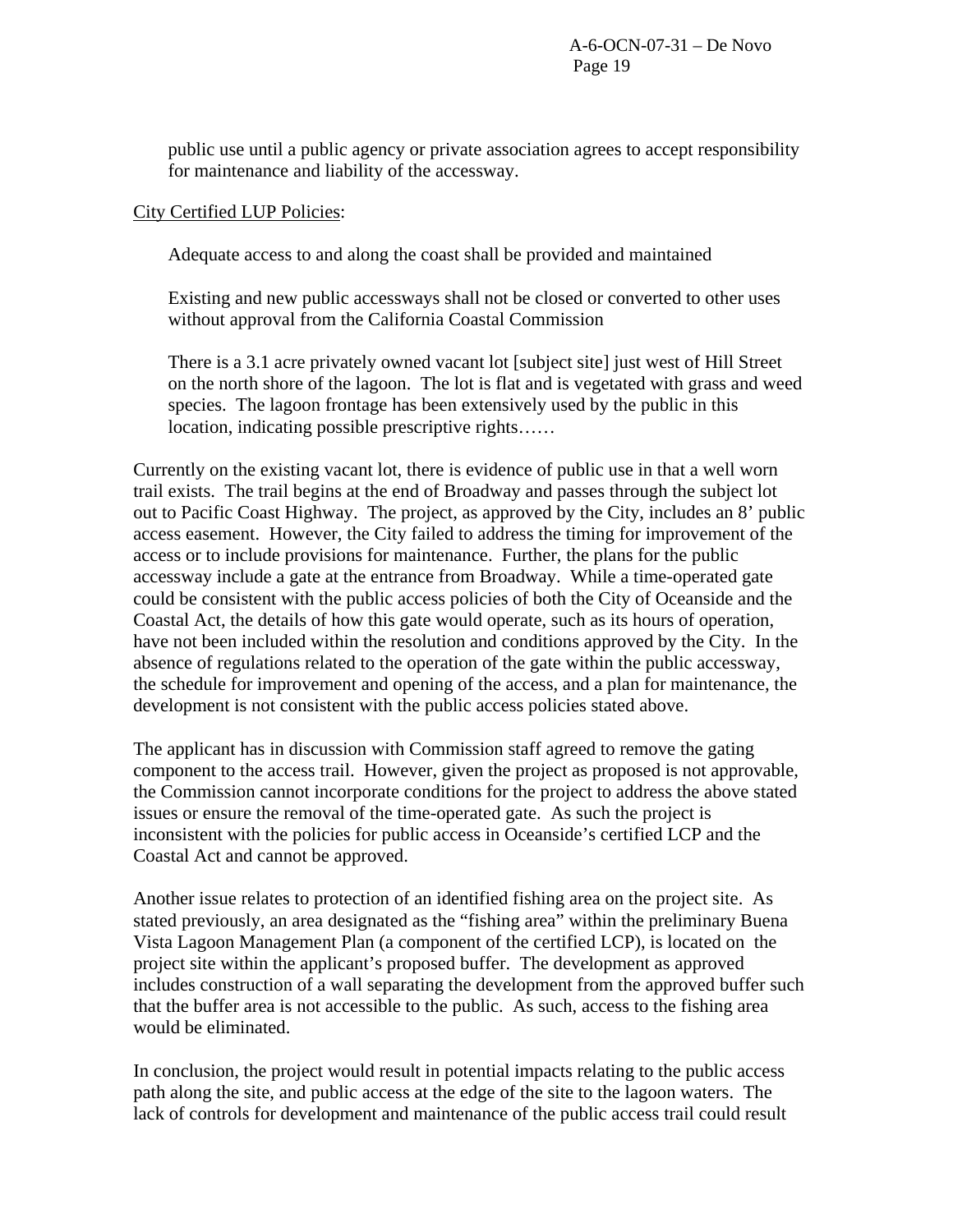public use until a public agency or private association agrees to accept responsibility for maintenance and liability of the accessway.

<u>City Certified LUP Policies</u>:

> Adequate access to and along the coast shall be provided and maintained
>
> Existing and new public accessways shall not be closed or converted to other uses without approval from the California Coastal Commission
>
> There is a 3.1 acre privately owned vacant lot [subject site] just west of Hill Street on the north shore of the lagoon. The lot is flat and is vegetated with grass and weed species. The lagoon frontage has been extensively used by the public in this location, indicating possible prescriptive rights……

Currently on the existing vacant lot, there is evidence of public use in that a well worn trail exists. The trail begins at the end of Broadway and passes through the subject lot out to Pacific Coast Highway. The project, as approved by the City, includes an 8' public access easement. However, the City failed to address the timing for improvement of the access or to include provisions for maintenance. Further, the plans for the public accessway include a gate at the entrance from Broadway. While a time-operated gate could be consistent with the public access policies of both the City of Oceanside and the Coastal Act, the details of how this gate would operate, such as its hours of operation, have not been included within the resolution and conditions approved by the City. In the absence of regulations related to the operation of the gate within the public accessway, the schedule for improvement and opening of the access, and a plan for maintenance, the development is not consistent with the public access policies stated above.

The applicant has in discussion with Commission staff agreed to remove the gating component to the access trail. However, given the project as proposed is not approvable, the Commission cannot incorporate conditions for the project to address the above stated issues or ensure the removal of the time-operated gate. As such the project is inconsistent with the policies for public access in Oceanside's certified LCP and the Coastal Act and cannot be approved.

Another issue relates to protection of an identified fishing area on the project site. As stated previously, an area designated as the "fishing area" within the preliminary Buena Vista Lagoon Management Plan (a component of the certified LCP), is located on the project site within the applicant's proposed buffer. The development as approved includes construction of a wall separating the development from the approved buffer such that the buffer area is not accessible to the public. As such, access to the fishing area would be eliminated.

In conclusion, the project would result in potential impacts relating to the public access path along the site, and public access at the edge of the site to the lagoon waters. The lack of controls for development and maintenance of the public access trail could result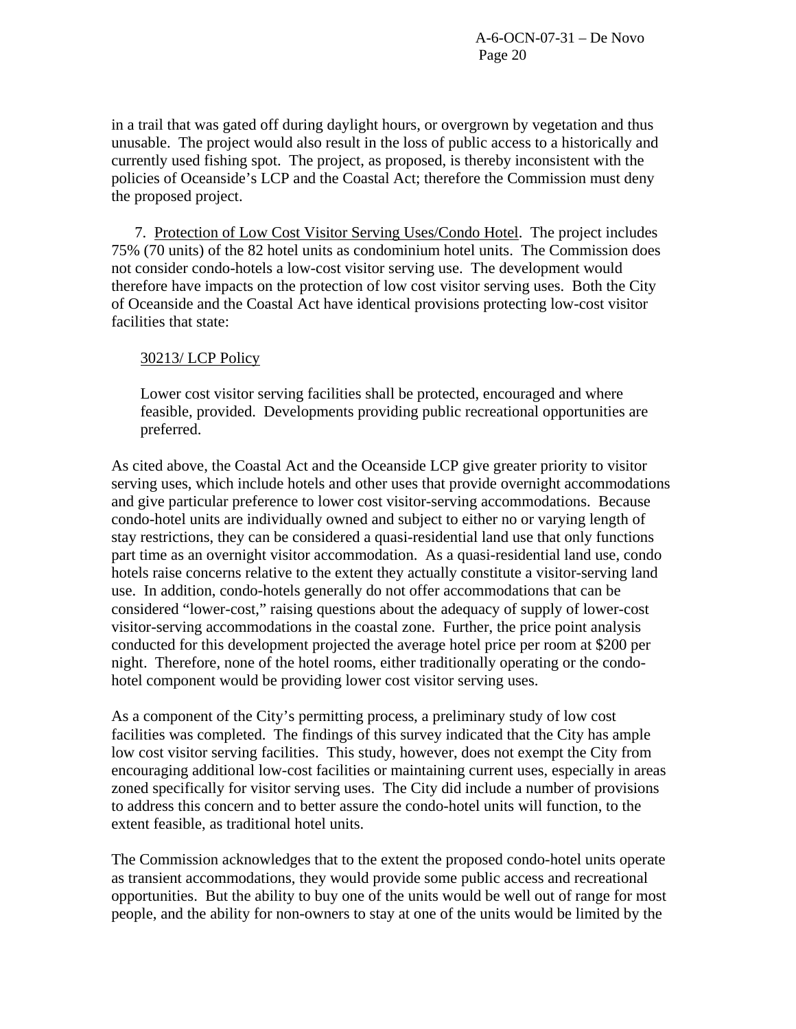in a trail that was gated off during daylight hours, or overgrown by vegetation and thus unusable. The project would also result in the loss of public access to a historically and currently used fishing spot. The project, as proposed, is thereby inconsistent with the policies of Oceanside's LCP and the Coastal Act; therefore the Commission must deny the proposed project.

7. Protection of Low Cost Visitor Serving Uses/Condo Hotel. The project includes 75% (70 units) of the 82 hotel units as condominium hotel units. The Commission does not consider condo-hotels a low-cost visitor serving use. The development would therefore have impacts on the protection of low cost visitor serving uses. Both the City of Oceanside and the Coastal Act have identical provisions protecting low-cost visitor facilities that state:

> 30213/ LCP Policy
>
> Lower cost visitor serving facilities shall be protected, encouraged and where feasible, provided. Developments providing public recreational opportunities are preferred.

As cited above, the Coastal Act and the Oceanside LCP give greater priority to visitor serving uses, which include hotels and other uses that provide overnight accommodations and give particular preference to lower cost visitor-serving accommodations. Because condo-hotel units are individually owned and subject to either no or varying length of stay restrictions, they can be considered a quasi-residential land use that only functions part time as an overnight visitor accommodation. As a quasi-residential land use, condo hotels raise concerns relative to the extent they actually constitute a visitor-serving land use. In addition, condo-hotels generally do not offer accommodations that can be considered "lower-cost," raising questions about the adequacy of supply of lower-cost visitor-serving accommodations in the coastal zone. Further, the price point analysis conducted for this development projected the average hotel price per room at $200 per night. Therefore, none of the hotel rooms, either traditionally operating or the condo-hotel component would be providing lower cost visitor serving uses.

As a component of the City's permitting process, a preliminary study of low cost facilities was completed. The findings of this survey indicated that the City has ample low cost visitor serving facilities. This study, however, does not exempt the City from encouraging additional low-cost facilities or maintaining current uses, especially in areas zoned specifically for visitor serving uses. The City did include a number of provisions to address this concern and to better assure the condo-hotel units will function, to the extent feasible, as traditional hotel units.

The Commission acknowledges that to the extent the proposed condo-hotel units operate as transient accommodations, they would provide some public access and recreational opportunities. But the ability to buy one of the units would be well out of range for most people, and the ability for non-owners to stay at one of the units would be limited by the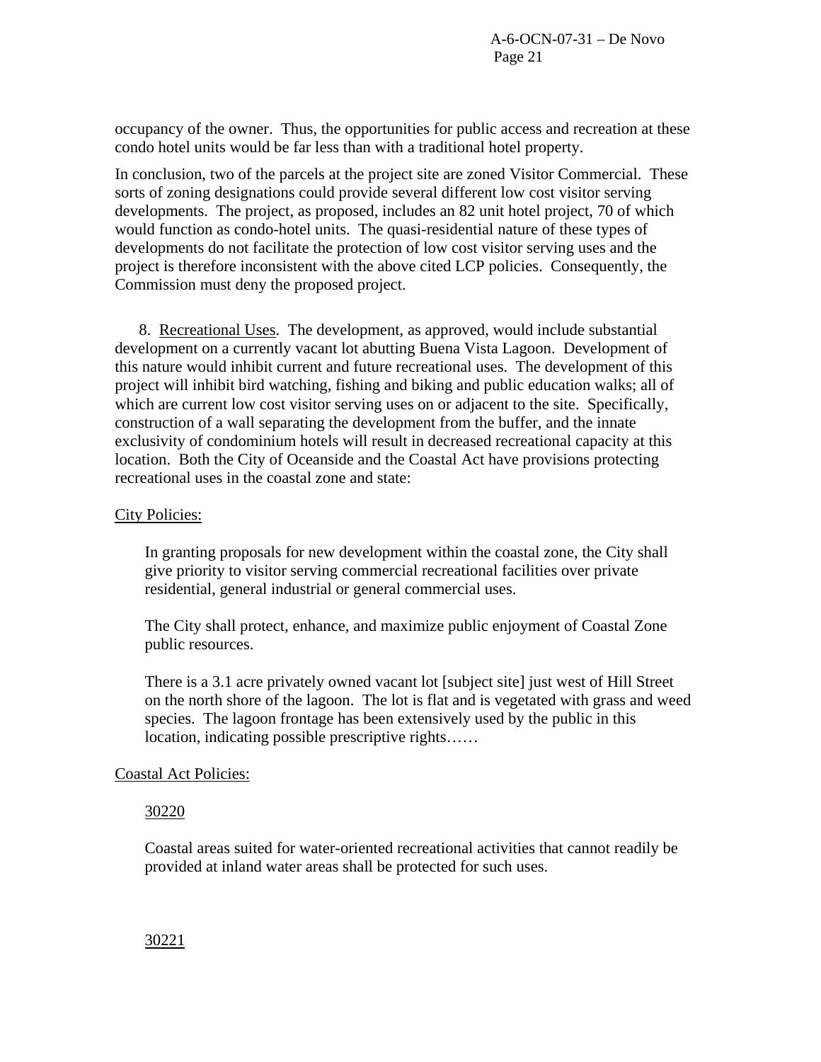occupancy of the owner. Thus, the opportunities for public access and recreation at these condo hotel units would be far less than with a traditional hotel property.

In conclusion, two of the parcels at the project site are zoned Visitor Commercial. These sorts of zoning designations could provide several different low cost visitor serving developments. The project, as proposed, includes an 82 unit hotel project, 70 of which would function as condo-hotel units. The quasi-residential nature of these types of developments do not facilitate the protection of low cost visitor serving uses and the project is therefore inconsistent with the above cited LCP policies. Consequently, the Commission must deny the proposed project.

8. Recreational Uses. The development, as approved, would include substantial development on a currently vacant lot abutting Buena Vista Lagoon. Development of this nature would inhibit current and future recreational uses. The development of this project will inhibit bird watching, fishing and biking and public education walks; all of which are current low cost visitor serving uses on or adjacent to the site. Specifically, construction of a wall separating the development from the buffer, and the innate exclusivity of condominium hotels will result in decreased recreational capacity at this location. Both the City of Oceanside and the Coastal Act have provisions protecting recreational uses in the coastal zone and state:

City Policies:

> In granting proposals for new development within the coastal zone, the City shall give priority to visitor serving commercial recreational facilities over private residential, general industrial or general commercial uses.
>
> The City shall protect, enhance, and maximize public enjoyment of Coastal Zone public resources.
>
> There is a 3.1 acre privately owned vacant lot [subject site] just west of Hill Street on the north shore of the lagoon. The lot is flat and is vegetated with grass and weed species. The lagoon frontage has been extensively used by the public in this location, indicating possible prescriptive rights……

Coastal Act Policies:

> 30220
>
> Coastal areas suited for water-oriented recreational activities that cannot readily be provided at inland water areas shall be protected for such uses.
>
> 30221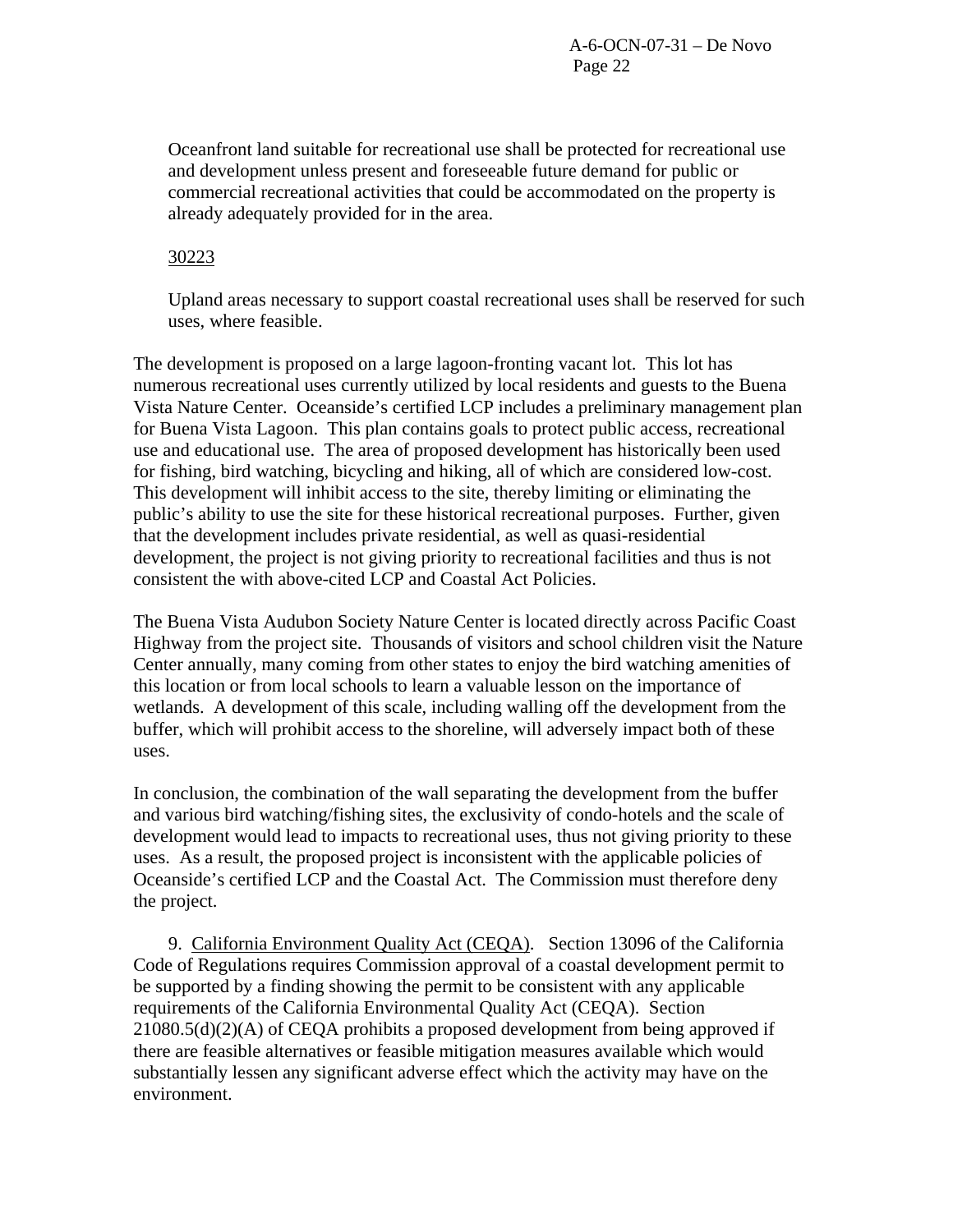Oceanfront land suitable for recreational use shall be protected for recreational use and development unless present and foreseeable future demand for public or commercial recreational activities that could be accommodated on the property is already adequately provided for in the area.

30223

Upland areas necessary to support coastal recreational uses shall be reserved for such uses, where feasible.

The development is proposed on a large lagoon-fronting vacant lot. This lot has numerous recreational uses currently utilized by local residents and guests to the Buena Vista Nature Center. Oceanside's certified LCP includes a preliminary management plan for Buena Vista Lagoon. This plan contains goals to protect public access, recreational use and educational use. The area of proposed development has historically been used for fishing, bird watching, bicycling and hiking, all of which are considered low-cost. This development will inhibit access to the site, thereby limiting or eliminating the public's ability to use the site for these historical recreational purposes. Further, given that the development includes private residential, as well as quasi-residential development, the project is not giving priority to recreational facilities and thus is not consistent the with above-cited LCP and Coastal Act Policies.

The Buena Vista Audubon Society Nature Center is located directly across Pacific Coast Highway from the project site. Thousands of visitors and school children visit the Nature Center annually, many coming from other states to enjoy the bird watching amenities of this location or from local schools to learn a valuable lesson on the importance of wetlands. A development of this scale, including walling off the development from the buffer, which will prohibit access to the shoreline, will adversely impact both of these uses.

In conclusion, the combination of the wall separating the development from the buffer and various bird watching/fishing sites, the exclusivity of condo-hotels and the scale of development would lead to impacts to recreational uses, thus not giving priority to these uses. As a result, the proposed project is inconsistent with the applicable policies of Oceanside's certified LCP and the Coastal Act. The Commission must therefore deny the project.

9. California Environment Quality Act (CEQA). Section 13096 of the California Code of Regulations requires Commission approval of a coastal development permit to be supported by a finding showing the permit to be consistent with any applicable requirements of the California Environmental Quality Act (CEQA). Section 21080.5(d)(2)(A) of CEQA prohibits a proposed development from being approved if there are feasible alternatives or feasible mitigation measures available which would substantially lessen any significant adverse effect which the activity may have on the environment.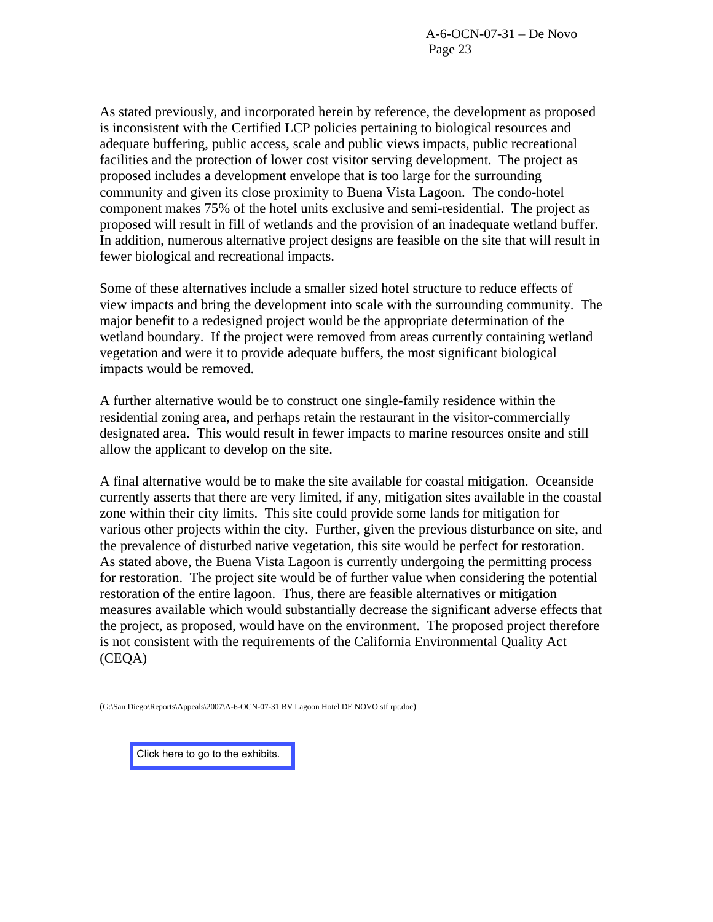As stated previously, and incorporated herein by reference, the development as proposed is inconsistent with the Certified LCP policies pertaining to biological resources and adequate buffering, public access, scale and public views impacts, public recreational facilities and the protection of lower cost visitor serving development. The project as proposed includes a development envelope that is too large for the surrounding community and given its close proximity to Buena Vista Lagoon. The condo-hotel component makes 75% of the hotel units exclusive and semi-residential. The project as proposed will result in fill of wetlands and the provision of an inadequate wetland buffer. In addition, numerous alternative project designs are feasible on the site that will result in fewer biological and recreational impacts.

Some of these alternatives include a smaller sized hotel structure to reduce effects of view impacts and bring the development into scale with the surrounding community. The major benefit to a redesigned project would be the appropriate determination of the wetland boundary. If the project were removed from areas currently containing wetland vegetation and were it to provide adequate buffers, the most significant biological impacts would be removed.

A further alternative would be to construct one single-family residence within the residential zoning area, and perhaps retain the restaurant in the visitor-commercially designated area. This would result in fewer impacts to marine resources onsite and still allow the applicant to develop on the site.

A final alternative would be to make the site available for coastal mitigation. Oceanside currently asserts that there are very limited, if any, mitigation sites available in the coastal zone within their city limits. This site could provide some lands for mitigation for various other projects within the city. Further, given the previous disturbance on site, and the prevalence of disturbed native vegetation, this site would be perfect for restoration. As stated above, the Buena Vista Lagoon is currently undergoing the permitting process for restoration. The project site would be of further value when considering the potential restoration of the entire lagoon. Thus, there are feasible alternatives or mitigation measures available which would substantially decrease the significant adverse effects that the project, as proposed, would have on the environment. The proposed project therefore is not consistent with the requirements of the California Environmental Quality Act (CEQA)

(G:\San Diego\Reports\Appeals\2007\A-6-OCN-07-31 BV Lagoon Hotel DE NOVO stf rpt.doc)

Click here to go to the exhibits.